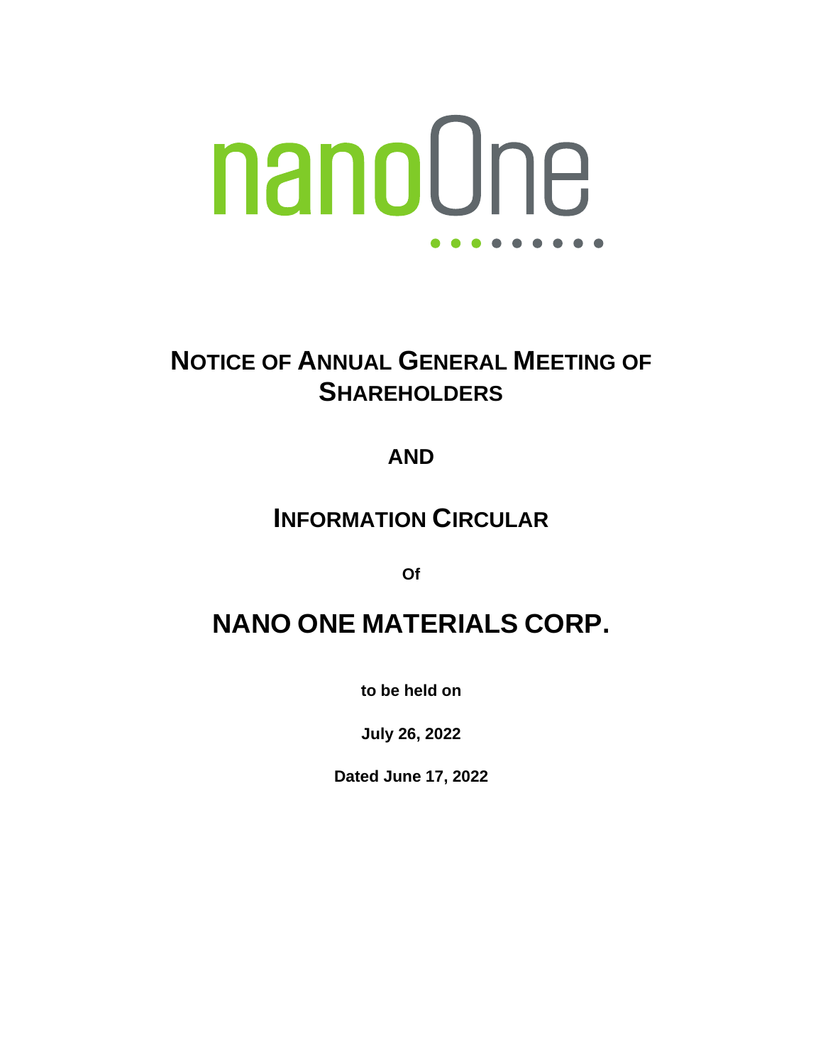nanoOne

# NOTICE OF ANNUAL GENERAL MEETING OF SHAREHOLDERS

**AND**

# INFORMATION CIRCULAR

**Of**

# NANO ONE MATERIALS CORP.

**to be held on**

**July 26, 2022**

**Dated June 17, 2022**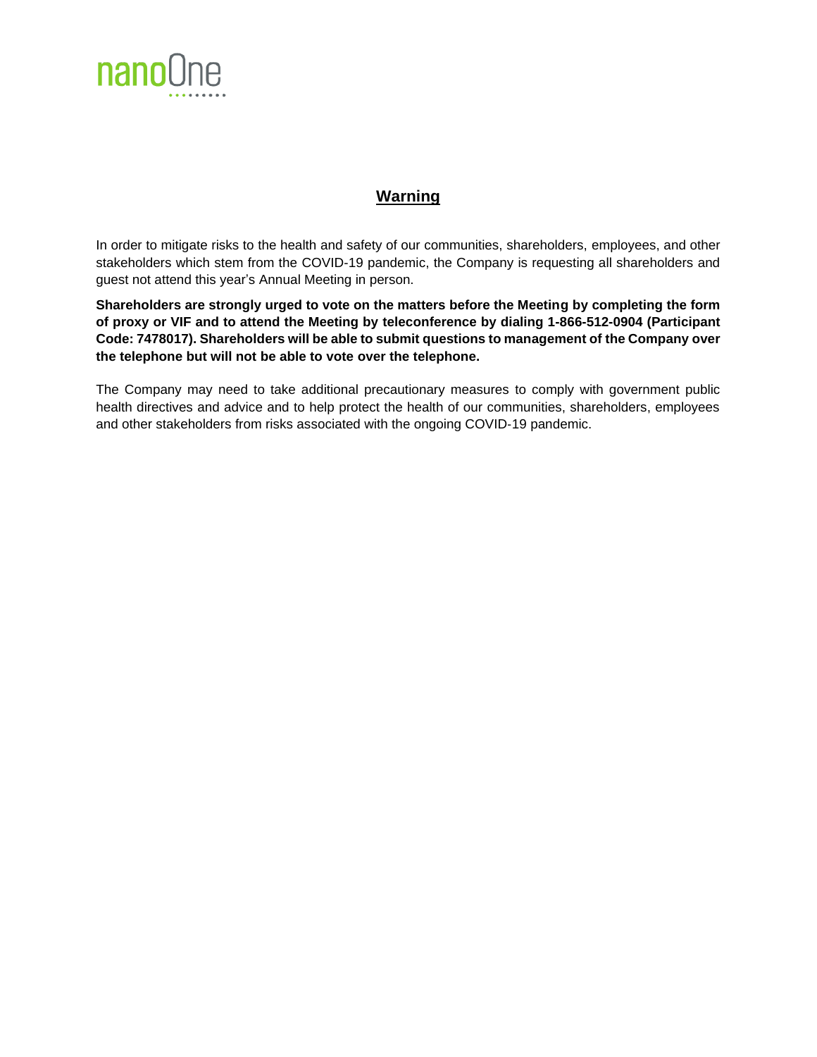nanoOne

## Warning

In order to mitigate risks to the health and safety of our communities, shareholders, employees, and other stakeholders which stem from the COVID-19 pandemic, the Company is requesting all shareholders and guest not attend this year's Annual Meeting in person.

**Shareholders are strongly urged to vote on the matters before the Meeting by completing the form of proxy or VIF and to attend the Meeting by teleconference by dialing 1-866-512-0904 (Participant Code: 7478017). Shareholders will be able to submit questions to management of the Company over the telephone but will not be able to vote over the telephone.**

The Company may need to take additional precautionary measures to comply with government public health directives and advice and to help protect the health of our communities, shareholders, employees and other stakeholders from risks associated with the ongoing COVID-19 pandemic.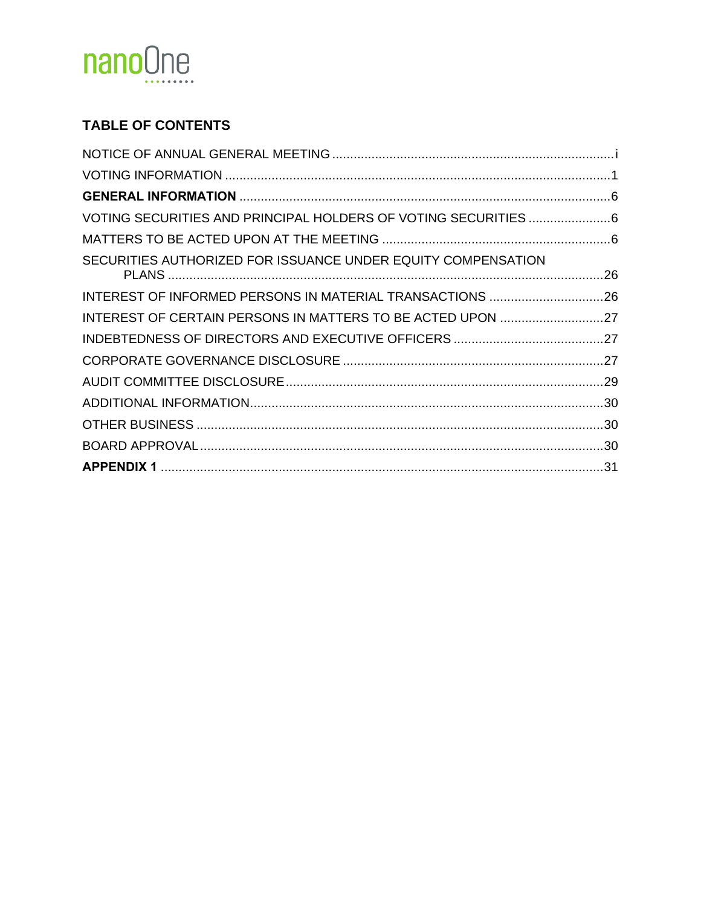nanoOne

## TABLE OF CONTENTS

NOTICE OF ANNUAL GENERAL MEETING ........................................ i
VOTING INFORMATION ........................................ 1
**GENERAL INFORMATION** ........................................ 6
VOTING SECURITIES AND PRINCIPAL HOLDERS OF VOTING SECURITIES ........................................ 6
MATTERS TO BE ACTED UPON AT THE MEETING ........................................ 6
SECURITIES AUTHORIZED FOR ISSUANCE UNDER EQUITY COMPENSATION PLANS ........................................ 26
INTEREST OF INFORMED PERSONS IN MATERIAL TRANSACTIONS ........................................ 26
INTEREST OF CERTAIN PERSONS IN MATTERS TO BE ACTED UPON ........................................ 27
INDEBTEDNESS OF DIRECTORS AND EXECUTIVE OFFICERS ........................................ 27
CORPORATE GOVERNANCE DISCLOSURE ........................................ 27
AUDIT COMMITTEE DISCLOSURE ........................................ 29
ADDITIONAL INFORMATION ........................................ 30
OTHER BUSINESS ........................................ 30
BOARD APPROVAL ........................................ 30
**APPENDIX 1** ........................................ 31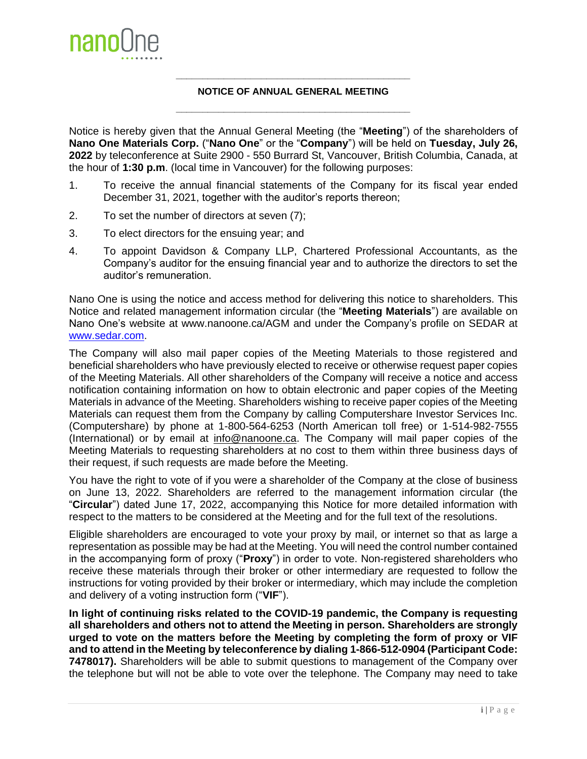## NOTICE OF ANNUAL GENERAL MEETING

Notice is hereby given that the Annual General Meeting (the "**Meeting**") of the shareholders of **Nano One Materials Corp.** ("**Nano One**" or the "**Company**") will be held on **Tuesday, July 26, 2022** by teleconference at Suite 2900 - 550 Burrard St, Vancouver, British Columbia, Canada, at the hour of **1:30 p.m**. (local time in Vancouver) for the following purposes:

1. To receive the annual financial statements of the Company for its fiscal year ended December 31, 2021, together with the auditor's reports thereon;
2. To set the number of directors at seven (7);
3. To elect directors for the ensuing year; and
4. To appoint Davidson & Company LLP, Chartered Professional Accountants, as the Company's auditor for the ensuing financial year and to authorize the directors to set the auditor's remuneration.

Nano One is using the notice and access method for delivering this notice to shareholders. This Notice and related management information circular (the "**Meeting Materials**") are available on Nano One's website at www.nanoone.ca/AGM and under the Company's profile on SEDAR at www.sedar.com.

The Company will also mail paper copies of the Meeting Materials to those registered and beneficial shareholders who have previously elected to receive or otherwise request paper copies of the Meeting Materials. All other shareholders of the Company will receive a notice and access notification containing information on how to obtain electronic and paper copies of the Meeting Materials in advance of the Meeting. Shareholders wishing to receive paper copies of the Meeting Materials can request them from the Company by calling Computershare Investor Services Inc. (Computershare) by phone at 1-800-564-6253 (North American toll free) or 1-514-982-7555 (International) or by email at info@nanoone.ca. The Company will mail paper copies of the Meeting Materials to requesting shareholders at no cost to them within three business days of their request, if such requests are made before the Meeting.

You have the right to vote of if you were a shareholder of the Company at the close of business on June 13, 2022. Shareholders are referred to the management information circular (the "**Circular**") dated June 17, 2022, accompanying this Notice for more detailed information with respect to the matters to be considered at the Meeting and for the full text of the resolutions.

Eligible shareholders are encouraged to vote your proxy by mail, or internet so that as large a representation as possible may be had at the Meeting. You will need the control number contained in the accompanying form of proxy ("**Proxy**") in order to vote. Non-registered shareholders who receive these materials through their broker or other intermediary are requested to follow the instructions for voting provided by their broker or intermediary, which may include the completion and delivery of a voting instruction form ("**VIF**").

**In light of continuing risks related to the COVID-19 pandemic, the Company is requesting all shareholders and others not to attend the Meeting in person. Shareholders are strongly urged to vote on the matters before the Meeting by completing the form of proxy or VIF and to attend in the Meeting by teleconference by dialing 1-866-512-0904 (Participant Code: 7478017).** Shareholders will be able to submit questions to management of the Company over the telephone but will not be able to vote over the telephone. The Company may need to take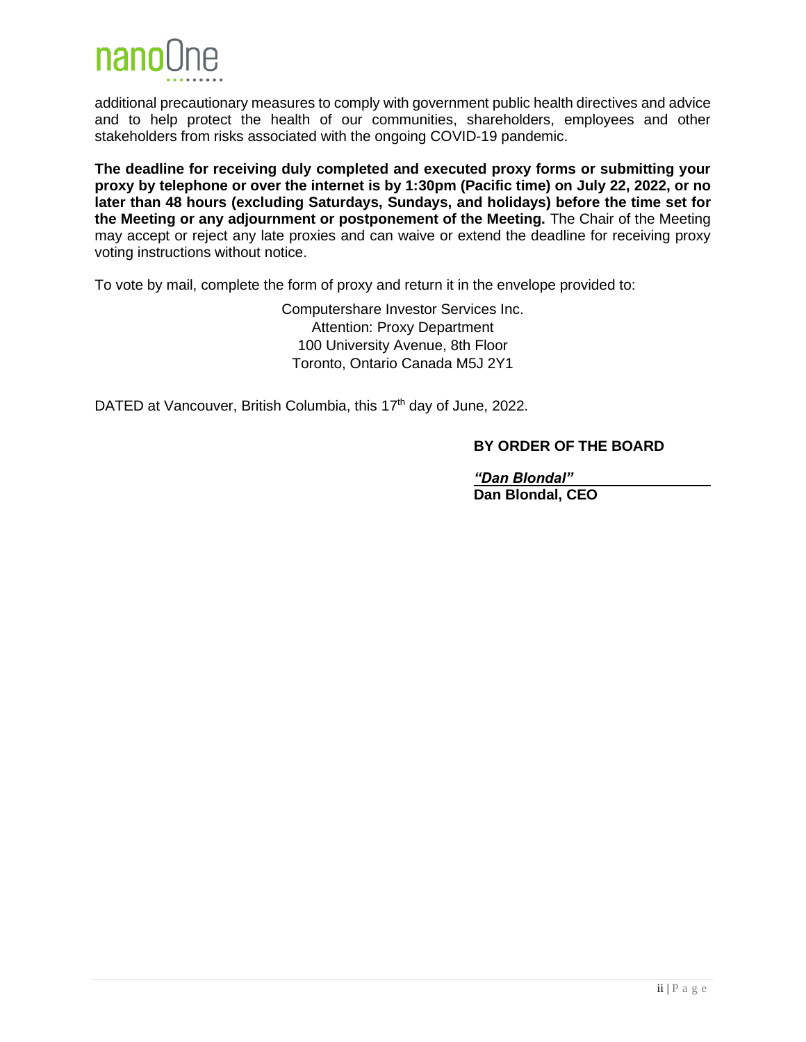additional precautionary measures to comply with government public health directives and advice and to help protect the health of our communities, shareholders, employees and other stakeholders from risks associated with the ongoing COVID-19 pandemic.

**The deadline for receiving duly completed and executed proxy forms or submitting your proxy by telephone or over the internet is by 1:30pm (Pacific time) on July 22, 2022, or no later than 48 hours (excluding Saturdays, Sundays, and holidays) before the time set for the Meeting or any adjournment or postponement of the Meeting.** The Chair of the Meeting may accept or reject any late proxies and can waive or extend the deadline for receiving proxy voting instructions without notice.

To vote by mail, complete the form of proxy and return it in the envelope provided to:

Computershare Investor Services Inc.
Attention: Proxy Department
100 University Avenue, 8th Floor
Toronto, Ontario Canada M5J 2Y1

DATED at Vancouver, British Columbia, this 17th day of June, 2022.

**BY ORDER OF THE BOARD**

***"Dan Blondal"***
**Dan Blondal, CEO**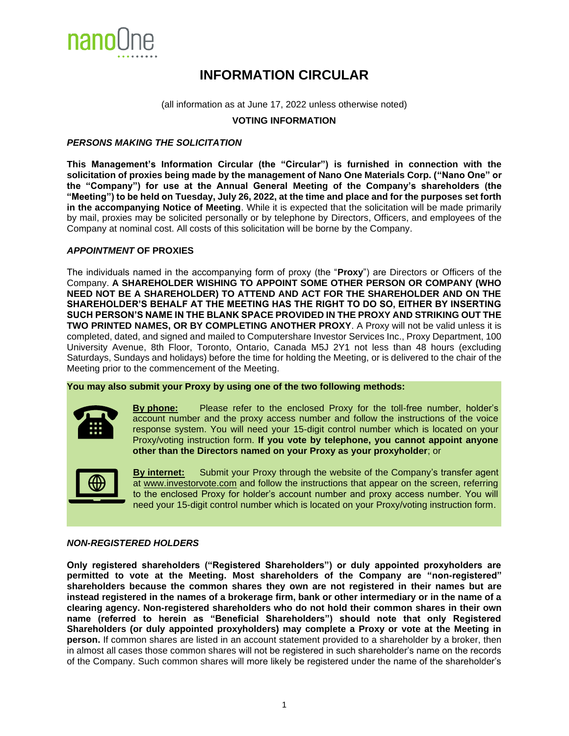# INFORMATION CIRCULAR

(all information as at June 17, 2022 unless otherwise noted)

**VOTING INFORMATION**

***PERSONS MAKING THE SOLICITATION***

**This Management's Information Circular (the "Circular") is furnished in connection with the solicitation of proxies being made by the management of Nano One Materials Corp. ("Nano One" or the "Company") for use at the Annual General Meeting of the Company's shareholders (the "Meeting") to be held on Tuesday, July 26, 2022, at the time and place and for the purposes set forth in the accompanying Notice of Meeting**. While it is expected that the solicitation will be made primarily by mail, proxies may be solicited personally or by telephone by Directors, Officers, and employees of the Company at nominal cost. All costs of this solicitation will be borne by the Company.

***APPOINTMENT* OF PROXIES**

The individuals named in the accompanying form of proxy (the "**Proxy**") are Directors or Officers of the Company. **A SHAREHOLDER WISHING TO APPOINT SOME OTHER PERSON OR COMPANY (WHO NEED NOT BE A SHAREHOLDER) TO ATTEND AND ACT FOR THE SHAREHOLDER AND ON THE SHAREHOLDER'S BEHALF AT THE MEETING HAS THE RIGHT TO DO SO, EITHER BY INSERTING SUCH PERSON'S NAME IN THE BLANK SPACE PROVIDED IN THE PROXY AND STRIKING OUT THE TWO PRINTED NAMES, OR BY COMPLETING ANOTHER PROXY**. A Proxy will not be valid unless it is completed, dated, and signed and mailed to Computershare Investor Services Inc., Proxy Department, 100 University Avenue, 8th Floor, Toronto, Ontario, Canada M5J 2Y1 not less than 48 hours (excluding Saturdays, Sundays and holidays) before the time for holding the Meeting, or is delivered to the chair of the Meeting prior to the commencement of the Meeting.

**You may also submit your Proxy by using one of the two following methods:**

**By phone:** Please refer to the enclosed Proxy for the toll-free number, holder's account number and the proxy access number and follow the instructions of the voice response system. You will need your 15-digit control number which is located on your Proxy/voting instruction form. **If you vote by telephone, you cannot appoint anyone other than the Directors named on your Proxy as your proxyholder**; or

**By internet:** Submit your Proxy through the website of the Company's transfer agent at www.investorvote.com and follow the instructions that appear on the screen, referring to the enclosed Proxy for holder's account number and proxy access number. You will need your 15-digit control number which is located on your Proxy/voting instruction form.

***NON-REGISTERED HOLDERS***

**Only registered shareholders ("Registered Shareholders") or duly appointed proxyholders are permitted to vote at the Meeting. Most shareholders of the Company are "non-registered" shareholders because the common shares they own are not registered in their names but are instead registered in the names of a brokerage firm, bank or other intermediary or in the name of a clearing agency. Non-registered shareholders who do not hold their common shares in their own name (referred to herein as "Beneficial Shareholders") should note that only Registered Shareholders (or duly appointed proxyholders) may complete a Proxy or vote at the Meeting in person.** If common shares are listed in an account statement provided to a shareholder by a broker, then in almost all cases those common shares will not be registered in such shareholder's name on the records of the Company. Such common shares will more likely be registered under the name of the shareholder's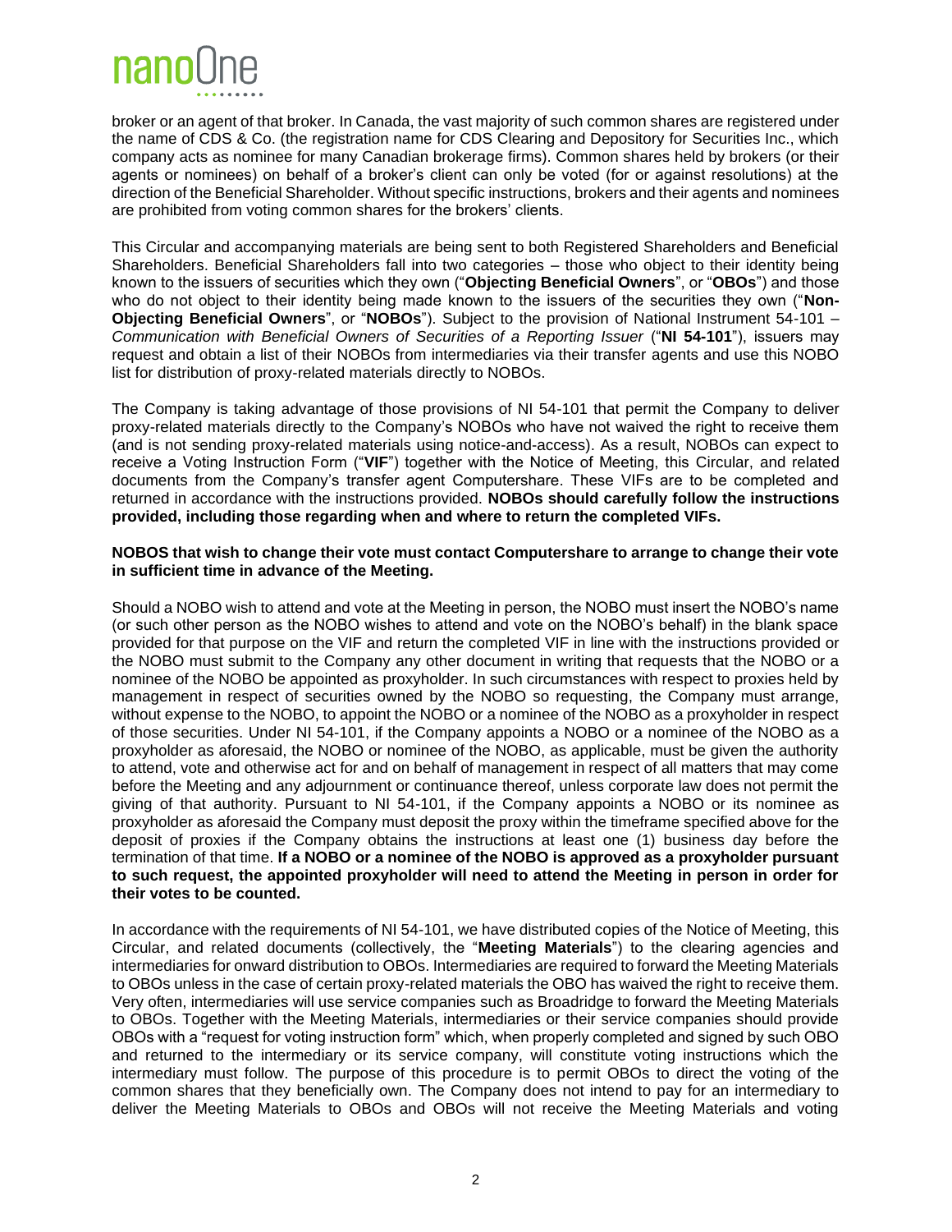broker or an agent of that broker. In Canada, the vast majority of such common shares are registered under the name of CDS & Co. (the registration name for CDS Clearing and Depository for Securities Inc., which company acts as nominee for many Canadian brokerage firms). Common shares held by brokers (or their agents or nominees) on behalf of a broker's client can only be voted (for or against resolutions) at the direction of the Beneficial Shareholder. Without specific instructions, brokers and their agents and nominees are prohibited from voting common shares for the brokers' clients.

This Circular and accompanying materials are being sent to both Registered Shareholders and Beneficial Shareholders. Beneficial Shareholders fall into two categories – those who object to their identity being known to the issuers of securities which they own ("**Objecting Beneficial Owners**", or "**OBOs**") and those who do not object to their identity being made known to the issuers of the securities they own ("**Non-Objecting Beneficial Owners**", or "**NOBOs**"). Subject to the provision of National Instrument 54-101 – *Communication with Beneficial Owners of Securities of a Reporting Issuer* ("**NI 54-101**"), issuers may request and obtain a list of their NOBOs from intermediaries via their transfer agents and use this NOBO list for distribution of proxy-related materials directly to NOBOs.

The Company is taking advantage of those provisions of NI 54-101 that permit the Company to deliver proxy-related materials directly to the Company's NOBOs who have not waived the right to receive them (and is not sending proxy-related materials using notice-and-access). As a result, NOBOs can expect to receive a Voting Instruction Form ("**VIF**") together with the Notice of Meeting, this Circular, and related documents from the Company's transfer agent Computershare. These VIFs are to be completed and returned in accordance with the instructions provided. **NOBOs should carefully follow the instructions provided, including those regarding when and where to return the completed VIFs.**

**NOBOS that wish to change their vote must contact Computershare to arrange to change their vote in sufficient time in advance of the Meeting.**

Should a NOBO wish to attend and vote at the Meeting in person, the NOBO must insert the NOBO's name (or such other person as the NOBO wishes to attend and vote on the NOBO's behalf) in the blank space provided for that purpose on the VIF and return the completed VIF in line with the instructions provided or the NOBO must submit to the Company any other document in writing that requests that the NOBO or a nominee of the NOBO be appointed as proxyholder. In such circumstances with respect to proxies held by management in respect of securities owned by the NOBO so requesting, the Company must arrange, without expense to the NOBO, to appoint the NOBO or a nominee of the NOBO as a proxyholder in respect of those securities. Under NI 54-101, if the Company appoints a NOBO or a nominee of the NOBO as a proxyholder as aforesaid, the NOBO or nominee of the NOBO, as applicable, must be given the authority to attend, vote and otherwise act for and on behalf of management in respect of all matters that may come before the Meeting and any adjournment or continuance thereof, unless corporate law does not permit the giving of that authority. Pursuant to NI 54-101, if the Company appoints a NOBO or its nominee as proxyholder as aforesaid the Company must deposit the proxy within the timeframe specified above for the deposit of proxies if the Company obtains the instructions at least one (1) business day before the termination of that time. **If a NOBO or a nominee of the NOBO is approved as a proxyholder pursuant to such request, the appointed proxyholder will need to attend the Meeting in person in order for their votes to be counted.**

In accordance with the requirements of NI 54-101, we have distributed copies of the Notice of Meeting, this Circular, and related documents (collectively, the "**Meeting Materials**") to the clearing agencies and intermediaries for onward distribution to OBOs. Intermediaries are required to forward the Meeting Materials to OBOs unless in the case of certain proxy-related materials the OBO has waived the right to receive them. Very often, intermediaries will use service companies such as Broadridge to forward the Meeting Materials to OBOs. Together with the Meeting Materials, intermediaries or their service companies should provide OBOs with a "request for voting instruction form" which, when properly completed and signed by such OBO and returned to the intermediary or its service company, will constitute voting instructions which the intermediary must follow. The purpose of this procedure is to permit OBOs to direct the voting of the common shares that they beneficially own. The Company does not intend to pay for an intermediary to deliver the Meeting Materials to OBOs and OBOs will not receive the Meeting Materials and voting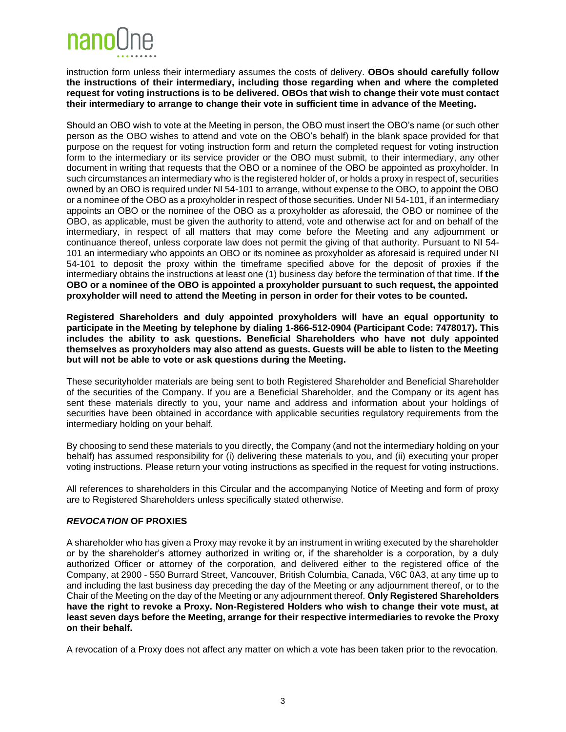instruction form unless their intermediary assumes the costs of delivery. **OBOs should carefully follow the instructions of their intermediary, including those regarding when and where the completed request for voting instructions is to be delivered. OBOs that wish to change their vote must contact their intermediary to arrange to change their vote in sufficient time in advance of the Meeting.**

Should an OBO wish to vote at the Meeting in person, the OBO must insert the OBO's name (or such other person as the OBO wishes to attend and vote on the OBO's behalf) in the blank space provided for that purpose on the request for voting instruction form and return the completed request for voting instruction form to the intermediary or its service provider or the OBO must submit, to their intermediary, any other document in writing that requests that the OBO or a nominee of the OBO be appointed as proxyholder. In such circumstances an intermediary who is the registered holder of, or holds a proxy in respect of, securities owned by an OBO is required under NI 54-101 to arrange, without expense to the OBO, to appoint the OBO or a nominee of the OBO as a proxyholder in respect of those securities. Under NI 54-101, if an intermediary appoints an OBO or the nominee of the OBO as a proxyholder as aforesaid, the OBO or nominee of the OBO, as applicable, must be given the authority to attend, vote and otherwise act for and on behalf of the intermediary, in respect of all matters that may come before the Meeting and any adjournment or continuance thereof, unless corporate law does not permit the giving of that authority. Pursuant to NI 54-101 an intermediary who appoints an OBO or its nominee as proxyholder as aforesaid is required under NI 54-101 to deposit the proxy within the timeframe specified above for the deposit of proxies if the intermediary obtains the instructions at least one (1) business day before the termination of that time. **If the OBO or a nominee of the OBO is appointed a proxyholder pursuant to such request, the appointed proxyholder will need to attend the Meeting in person in order for their votes to be counted.**

**Registered Shareholders and duly appointed proxyholders will have an equal opportunity to participate in the Meeting by telephone by dialing 1-866-512-0904 (Participant Code: 7478017). This includes the ability to ask questions. Beneficial Shareholders who have not duly appointed themselves as proxyholders may also attend as guests. Guests will be able to listen to the Meeting but will not be able to vote or ask questions during the Meeting.**

These securityholder materials are being sent to both Registered Shareholder and Beneficial Shareholder of the securities of the Company. If you are a Beneficial Shareholder, and the Company or its agent has sent these materials directly to you, your name and address and information about your holdings of securities have been obtained in accordance with applicable securities regulatory requirements from the intermediary holding on your behalf.

By choosing to send these materials to you directly, the Company (and not the intermediary holding on your behalf) has assumed responsibility for (i) delivering these materials to you, and (ii) executing your proper voting instructions. Please return your voting instructions as specified in the request for voting instructions.

All references to shareholders in this Circular and the accompanying Notice of Meeting and form of proxy are to Registered Shareholders unless specifically stated otherwise.

## ***REVOCATION* OF PROXIES**

A shareholder who has given a Proxy may revoke it by an instrument in writing executed by the shareholder or by the shareholder's attorney authorized in writing or, if the shareholder is a corporation, by a duly authorized Officer or attorney of the corporation, and delivered either to the registered office of the Company, at 2900 - 550 Burrard Street, Vancouver, British Columbia, Canada, V6C 0A3, at any time up to and including the last business day preceding the day of the Meeting or any adjournment thereof, or to the Chair of the Meeting on the day of the Meeting or any adjournment thereof. **Only Registered Shareholders have the right to revoke a Proxy. Non-Registered Holders who wish to change their vote must, at least seven days before the Meeting, arrange for their respective intermediaries to revoke the Proxy on their behalf.**

A revocation of a Proxy does not affect any matter on which a vote has been taken prior to the revocation.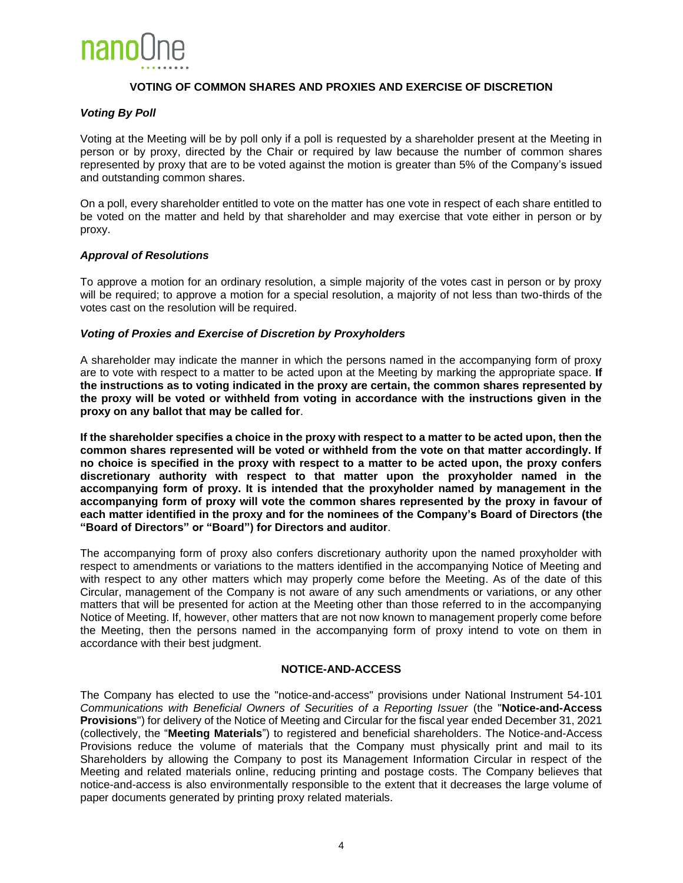## VOTING OF COMMON SHARES AND PROXIES AND EXERCISE OF DISCRETION

### *Voting By Poll*

Voting at the Meeting will be by poll only if a poll is requested by a shareholder present at the Meeting in person or by proxy, directed by the Chair or required by law because the number of common shares represented by proxy that are to be voted against the motion is greater than 5% of the Company's issued and outstanding common shares.

On a poll, every shareholder entitled to vote on the matter has one vote in respect of each share entitled to be voted on the matter and held by that shareholder and may exercise that vote either in person or by proxy.

### *Approval of Resolutions*

To approve a motion for an ordinary resolution, a simple majority of the votes cast in person or by proxy will be required; to approve a motion for a special resolution, a majority of not less than two-thirds of the votes cast on the resolution will be required.

### *Voting of Proxies and Exercise of Discretion by Proxyholders*

A shareholder may indicate the manner in which the persons named in the accompanying form of proxy are to vote with respect to a matter to be acted upon at the Meeting by marking the appropriate space. **If the instructions as to voting indicated in the proxy are certain, the common shares represented by the proxy will be voted or withheld from voting in accordance with the instructions given in the proxy on any ballot that may be called for**.

**If the shareholder specifies a choice in the proxy with respect to a matter to be acted upon, then the common shares represented will be voted or withheld from the vote on that matter accordingly. If no choice is specified in the proxy with respect to a matter to be acted upon, the proxy confers discretionary authority with respect to that matter upon the proxyholder named in the accompanying form of proxy. It is intended that the proxyholder named by management in the accompanying form of proxy will vote the common shares represented by the proxy in favour of each matter identified in the proxy and for the nominees of the Company's Board of Directors (the "Board of Directors" or "Board") for Directors and auditor**.

The accompanying form of proxy also confers discretionary authority upon the named proxyholder with respect to amendments or variations to the matters identified in the accompanying Notice of Meeting and with respect to any other matters which may properly come before the Meeting. As of the date of this Circular, management of the Company is not aware of any such amendments or variations, or any other matters that will be presented for action at the Meeting other than those referred to in the accompanying Notice of Meeting. If, however, other matters that are not now known to management properly come before the Meeting, then the persons named in the accompanying form of proxy intend to vote on them in accordance with their best judgment.

## NOTICE-AND-ACCESS

The Company has elected to use the "notice-and-access" provisions under National Instrument 54-101 *Communications with Beneficial Owners of Securities of a Reporting Issuer* (the "**Notice-and-Access Provisions**") for delivery of the Notice of Meeting and Circular for the fiscal year ended December 31, 2021 (collectively, the "**Meeting Materials**") to registered and beneficial shareholders. The Notice-and-Access Provisions reduce the volume of materials that the Company must physically print and mail to its Shareholders by allowing the Company to post its Management Information Circular in respect of the Meeting and related materials online, reducing printing and postage costs. The Company believes that notice-and-access is also environmentally responsible to the extent that it decreases the large volume of paper documents generated by printing proxy related materials.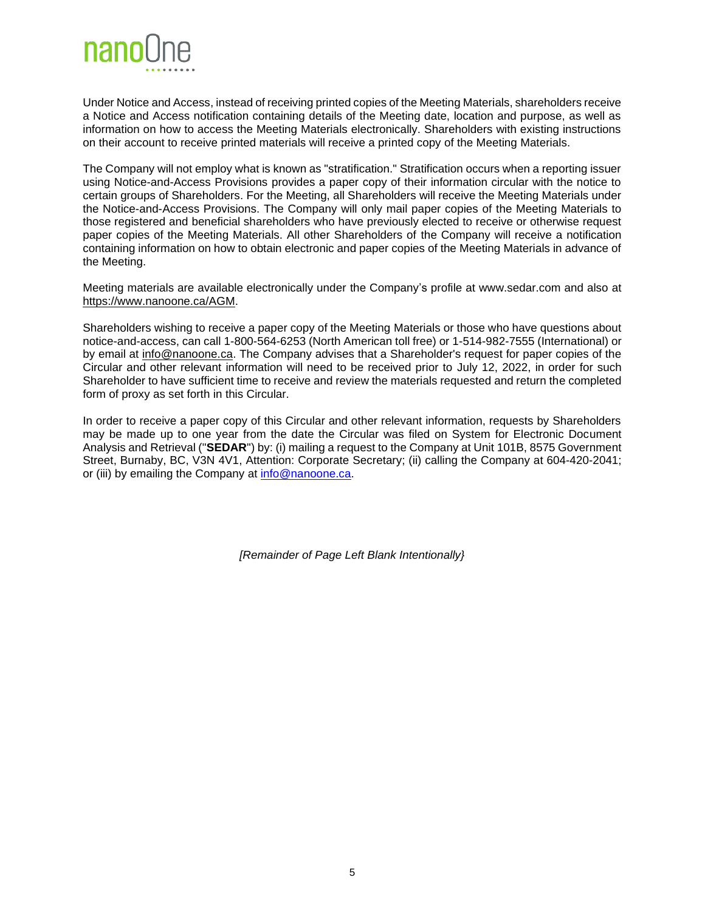Under Notice and Access, instead of receiving printed copies of the Meeting Materials, shareholders receive a Notice and Access notification containing details of the Meeting date, location and purpose, as well as information on how to access the Meeting Materials electronically. Shareholders with existing instructions on their account to receive printed materials will receive a printed copy of the Meeting Materials.

The Company will not employ what is known as "stratification." Stratification occurs when a reporting issuer using Notice-and-Access Provisions provides a paper copy of their information circular with the notice to certain groups of Shareholders. For the Meeting, all Shareholders will receive the Meeting Materials under the Notice-and-Access Provisions. The Company will only mail paper copies of the Meeting Materials to those registered and beneficial shareholders who have previously elected to receive or otherwise request paper copies of the Meeting Materials. All other Shareholders of the Company will receive a notification containing information on how to obtain electronic and paper copies of the Meeting Materials in advance of the Meeting.

Meeting materials are available electronically under the Company's profile at www.sedar.com and also at https://www.nanoone.ca/AGM.

Shareholders wishing to receive a paper copy of the Meeting Materials or those who have questions about notice-and-access, can call 1-800-564-6253 (North American toll free) or 1-514-982-7555 (International) or by email at info@nanoone.ca. The Company advises that a Shareholder's request for paper copies of the Circular and other relevant information will need to be received prior to July 12, 2022, in order for such Shareholder to have sufficient time to receive and review the materials requested and return the completed form of proxy as set forth in this Circular.

In order to receive a paper copy of this Circular and other relevant information, requests by Shareholders may be made up to one year from the date the Circular was filed on System for Electronic Document Analysis and Retrieval ("**SEDAR**") by: (i) mailing a request to the Company at Unit 101B, 8575 Government Street, Burnaby, BC, V3N 4V1, Attention: Corporate Secretary; (ii) calling the Company at 604-420-2041; or (iii) by emailing the Company at info@nanoone.ca.

*[Remainder of Page Left Blank Intentionally}*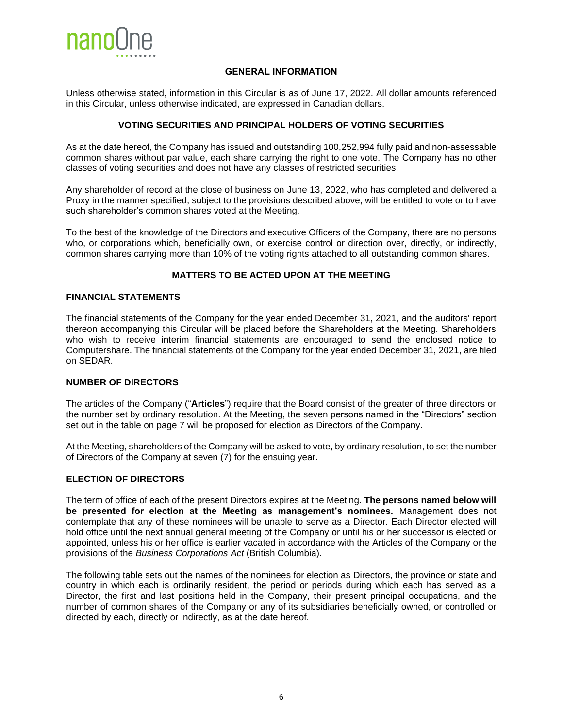## GENERAL INFORMATION

Unless otherwise stated, information in this Circular is as of June 17, 2022. All dollar amounts referenced in this Circular, unless otherwise indicated, are expressed in Canadian dollars.

## VOTING SECURITIES AND PRINCIPAL HOLDERS OF VOTING SECURITIES

As at the date hereof, the Company has issued and outstanding 100,252,994 fully paid and non-assessable common shares without par value, each share carrying the right to one vote. The Company has no other classes of voting securities and does not have any classes of restricted securities.

Any shareholder of record at the close of business on June 13, 2022, who has completed and delivered a Proxy in the manner specified, subject to the provisions described above, will be entitled to vote or to have such shareholder's common shares voted at the Meeting.

To the best of the knowledge of the Directors and executive Officers of the Company, there are no persons who, or corporations which, beneficially own, or exercise control or direction over, directly, or indirectly, common shares carrying more than 10% of the voting rights attached to all outstanding common shares.

## MATTERS TO BE ACTED UPON AT THE MEETING

### FINANCIAL STATEMENTS

The financial statements of the Company for the year ended December 31, 2021, and the auditors' report thereon accompanying this Circular will be placed before the Shareholders at the Meeting. Shareholders who wish to receive interim financial statements are encouraged to send the enclosed notice to Computershare. The financial statements of the Company for the year ended December 31, 2021, are filed on SEDAR.

### NUMBER OF DIRECTORS

The articles of the Company ("**Articles**") require that the Board consist of the greater of three directors or the number set by ordinary resolution. At the Meeting, the seven persons named in the "Directors" section set out in the table on page 7 will be proposed for election as Directors of the Company.

At the Meeting, shareholders of the Company will be asked to vote, by ordinary resolution, to set the number of Directors of the Company at seven (7) for the ensuing year.

### ELECTION OF DIRECTORS

The term of office of each of the present Directors expires at the Meeting. **The persons named below will be presented for election at the Meeting as management's nominees.** Management does not contemplate that any of these nominees will be unable to serve as a Director. Each Director elected will hold office until the next annual general meeting of the Company or until his or her successor is elected or appointed, unless his or her office is earlier vacated in accordance with the Articles of the Company or the provisions of the *Business Corporations Act* (British Columbia).

The following table sets out the names of the nominees for election as Directors, the province or state and country in which each is ordinarily resident, the period or periods during which each has served as a Director, the first and last positions held in the Company, their present principal occupations, and the number of common shares of the Company or any of its subsidiaries beneficially owned, or controlled or directed by each, directly or indirectly, as at the date hereof.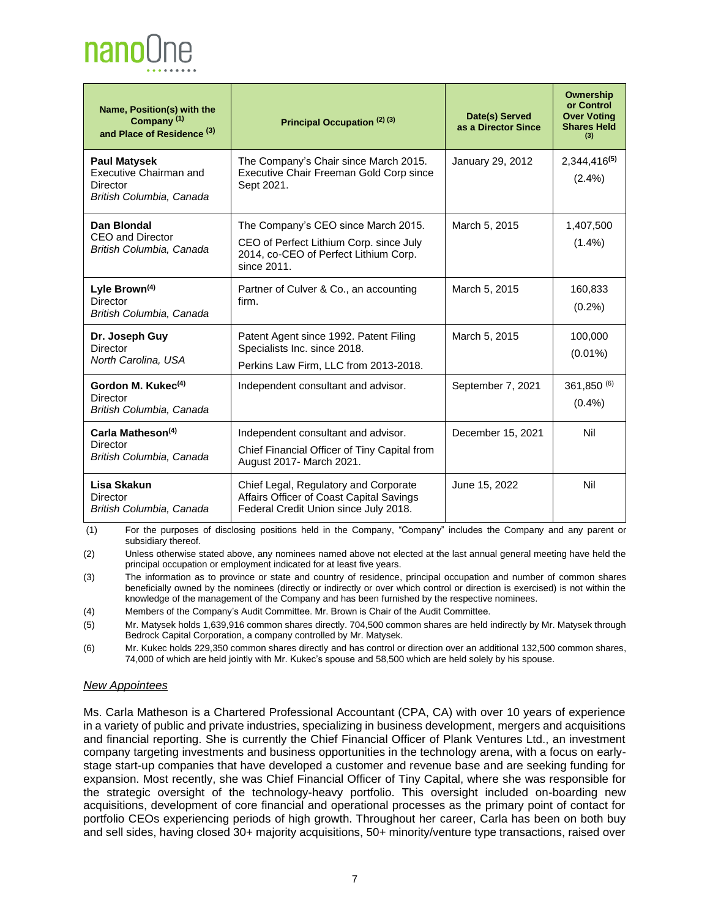| Name, Position(s) with the Company [(1)] and Place of Residence [(3)] | Principal Occupation [(2) (3)] | Date(s) Served as a Director Since | Ownership or Control Over Voting Shares Held [(3)] |
|---|---|---|---|
| **Paul Matysek** Executive Chairman and Director *British Columbia, Canada* | The Company's Chair since March 2015. Executive Chair Freeman Gold Corp since Sept 2021. | January 29, 2012 | 2,344,416[(5)] (2.4%) |
| **Dan Blondal** CEO and Director *British Columbia, Canada* | The Company's CEO since March 2015. CEO of Perfect Lithium Corp. since July 2014, co-CEO of Perfect Lithium Corp. since 2011. | March 5, 2015 | 1,407,500 (1.4%) |
| **Lyle Brown**[(4)] Director *British Columbia, Canada* | Partner of Culver & Co., an accounting firm. | March 5, 2015 | 160,833 (0.2%) |
| **Dr. Joseph Guy** Director *North Carolina, USA* | Patent Agent since 1992. Patent Filing Specialists Inc. since 2018. Perkins Law Firm, LLC from 2013-2018. | March 5, 2015 | 100,000 (0.01%) |
| **Gordon M. Kukec**[(4)] Director *British Columbia, Canada* | Independent consultant and advisor. | September 7, 2021 | 361,850 [(6)] (0.4%) |
| **Carla Matheson**[(4)] Director *British Columbia, Canada* | Independent consultant and advisor. Chief Financial Officer of Tiny Capital from August 2017- March 2021. | December 15, 2021 | Nil |
| **Lisa Skakun** Director *British Columbia, Canada* | Chief Legal, Regulatory and Corporate Affairs Officer of Coast Capital Savings Federal Credit Union since July 2018. | June 15, 2022 | Nil |

(1) For the purposes of disclosing positions held in the Company, "Company" includes the Company and any parent or subsidiary thereof.

(2) Unless otherwise stated above, any nominees named above not elected at the last annual general meeting have held the principal occupation or employment indicated for at least five years.

(3) The information as to province or state and country of residence, principal occupation and number of common shares beneficially owned by the nominees (directly or indirectly or over which control or direction is exercised) is not within the knowledge of the management of the Company and has been furnished by the respective nominees.

(4) Members of the Company's Audit Committee. Mr. Brown is Chair of the Audit Committee.

(5) Mr. Matysek holds 1,639,916 common shares directly. 704,500 common shares are held indirectly by Mr. Matysek through Bedrock Capital Corporation, a company controlled by Mr. Matysek.

(6) Mr. Kukec holds 229,350 common shares directly and has control or direction over an additional 132,500 common shares, 74,000 of which are held jointly with Mr. Kukec's spouse and 58,500 which are held solely by his spouse.

*New Appointees*

Ms. Carla Matheson is a Chartered Professional Accountant (CPA, CA) with over 10 years of experience in a variety of public and private industries, specializing in business development, mergers and acquisitions and financial reporting. She is currently the Chief Financial Officer of Plank Ventures Ltd., an investment company targeting investments and business opportunities in the technology arena, with a focus on early-stage start-up companies that have developed a customer and revenue base and are seeking funding for expansion. Most recently, she was Chief Financial Officer of Tiny Capital, where she was responsible for the strategic oversight of the technology-heavy portfolio. This oversight included on-boarding new acquisitions, development of core financial and operational processes as the primary point of contact for portfolio CEOs experiencing periods of high growth. Throughout her career, Carla has been on both buy and sell sides, having closed 30+ majority acquisitions, 50+ minority/venture type transactions, raised over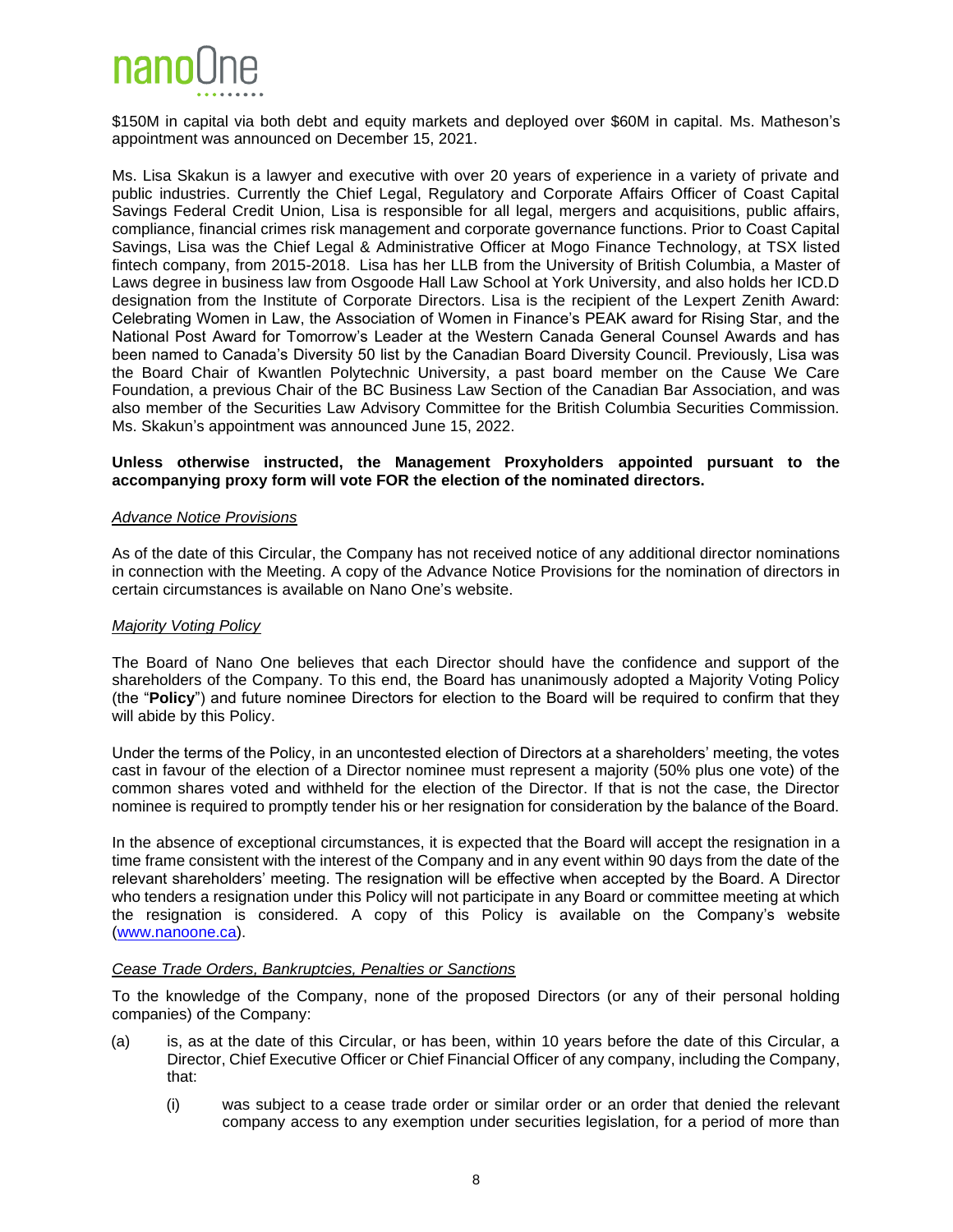$150M in capital via both debt and equity markets and deployed over $60M in capital. Ms. Matheson's appointment was announced on December 15, 2021.

Ms. Lisa Skakun is a lawyer and executive with over 20 years of experience in a variety of private and public industries. Currently the Chief Legal, Regulatory and Corporate Affairs Officer of Coast Capital Savings Federal Credit Union, Lisa is responsible for all legal, mergers and acquisitions, public affairs, compliance, financial crimes risk management and corporate governance functions. Prior to Coast Capital Savings, Lisa was the Chief Legal & Administrative Officer at Mogo Finance Technology, at TSX listed fintech company, from 2015-2018. Lisa has her LLB from the University of British Columbia, a Master of Laws degree in business law from Osgoode Hall Law School at York University, and also holds her ICD.D designation from the Institute of Corporate Directors. Lisa is the recipient of the Lexpert Zenith Award: Celebrating Women in Law, the Association of Women in Finance's PEAK award for Rising Star, and the National Post Award for Tomorrow's Leader at the Western Canada General Counsel Awards and has been named to Canada's Diversity 50 list by the Canadian Board Diversity Council. Previously, Lisa was the Board Chair of Kwantlen Polytechnic University, a past board member on the Cause We Care Foundation, a previous Chair of the BC Business Law Section of the Canadian Bar Association, and was also member of the Securities Law Advisory Committee for the British Columbia Securities Commission. Ms. Skakun's appointment was announced June 15, 2022.

**Unless otherwise instructed, the Management Proxyholders appointed pursuant to the accompanying proxy form will vote FOR the election of the nominated directors.**

*Advance Notice Provisions*

As of the date of this Circular, the Company has not received notice of any additional director nominations in connection with the Meeting. A copy of the Advance Notice Provisions for the nomination of directors in certain circumstances is available on Nano One's website.

*Majority Voting Policy*

The Board of Nano One believes that each Director should have the confidence and support of the shareholders of the Company. To this end, the Board has unanimously adopted a Majority Voting Policy (the "**Policy**") and future nominee Directors for election to the Board will be required to confirm that they will abide by this Policy.

Under the terms of the Policy, in an uncontested election of Directors at a shareholders' meeting, the votes cast in favour of the election of a Director nominee must represent a majority (50% plus one vote) of the common shares voted and withheld for the election of the Director. If that is not the case, the Director nominee is required to promptly tender his or her resignation for consideration by the balance of the Board.

In the absence of exceptional circumstances, it is expected that the Board will accept the resignation in a time frame consistent with the interest of the Company and in any event within 90 days from the date of the relevant shareholders' meeting. The resignation will be effective when accepted by the Board. A Director who tenders a resignation under this Policy will not participate in any Board or committee meeting at which the resignation is considered. A copy of this Policy is available on the Company's website (www.nanoone.ca).

*Cease Trade Orders, Bankruptcies, Penalties or Sanctions*

To the knowledge of the Company, none of the proposed Directors (or any of their personal holding companies) of the Company:

(a) is, as at the date of this Circular, or has been, within 10 years before the date of this Circular, a Director, Chief Executive Officer or Chief Financial Officer of any company, including the Company, that:

  (i) was subject to a cease trade order or similar order or an order that denied the relevant company access to any exemption under securities legislation, for a period of more than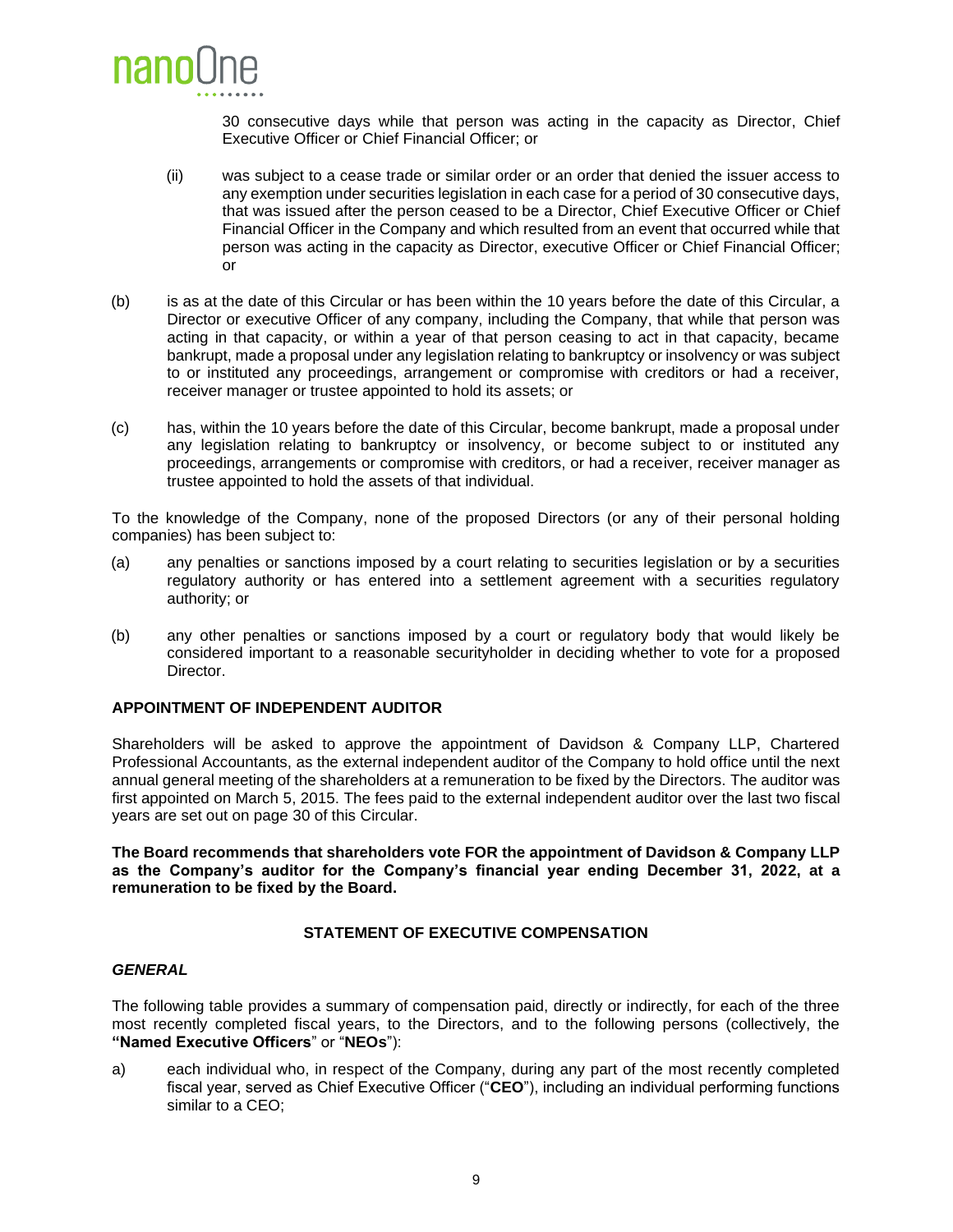30 consecutive days while that person was acting in the capacity as Director, Chief Executive Officer or Chief Financial Officer; or

(ii) was subject to a cease trade or similar order or an order that denied the issuer access to any exemption under securities legislation in each case for a period of 30 consecutive days, that was issued after the person ceased to be a Director, Chief Executive Officer or Chief Financial Officer in the Company and which resulted from an event that occurred while that person was acting in the capacity as Director, executive Officer or Chief Financial Officer; or

(b) is as at the date of this Circular or has been within the 10 years before the date of this Circular, a Director or executive Officer of any company, including the Company, that while that person was acting in that capacity, or within a year of that person ceasing to act in that capacity, became bankrupt, made a proposal under any legislation relating to bankruptcy or insolvency or was subject to or instituted any proceedings, arrangement or compromise with creditors or had a receiver, receiver manager or trustee appointed to hold its assets; or

(c) has, within the 10 years before the date of this Circular, become bankrupt, made a proposal under any legislation relating to bankruptcy or insolvency, or become subject to or instituted any proceedings, arrangements or compromise with creditors, or had a receiver, receiver manager as trustee appointed to hold the assets of that individual.

To the knowledge of the Company, none of the proposed Directors (or any of their personal holding companies) has been subject to:

(a) any penalties or sanctions imposed by a court relating to securities legislation or by a securities regulatory authority or has entered into a settlement agreement with a securities regulatory authority; or

(b) any other penalties or sanctions imposed by a court or regulatory body that would likely be considered important to a reasonable securityholder in deciding whether to vote for a proposed Director.

## APPOINTMENT OF INDEPENDENT AUDITOR

Shareholders will be asked to approve the appointment of Davidson & Company LLP, Chartered Professional Accountants, as the external independent auditor of the Company to hold office until the next annual general meeting of the shareholders at a remuneration to be fixed by the Directors. The auditor was first appointed on March 5, 2015. The fees paid to the external independent auditor over the last two fiscal years are set out on page 30 of this Circular.

**The Board recommends that shareholders vote FOR the appointment of Davidson & Company LLP as the Company's auditor for the Company's financial year ending December 31, 2022, at a remuneration to be fixed by the Board.**

## STATEMENT OF EXECUTIVE COMPENSATION

### *GENERAL*

The following table provides a summary of compensation paid, directly or indirectly, for each of the three most recently completed fiscal years, to the Directors, and to the following persons (collectively, the **"Named Executive Officers"** or "**NEOs**"):

a) each individual who, in respect of the Company, during any part of the most recently completed fiscal year, served as Chief Executive Officer ("**CEO**"), including an individual performing functions similar to a CEO;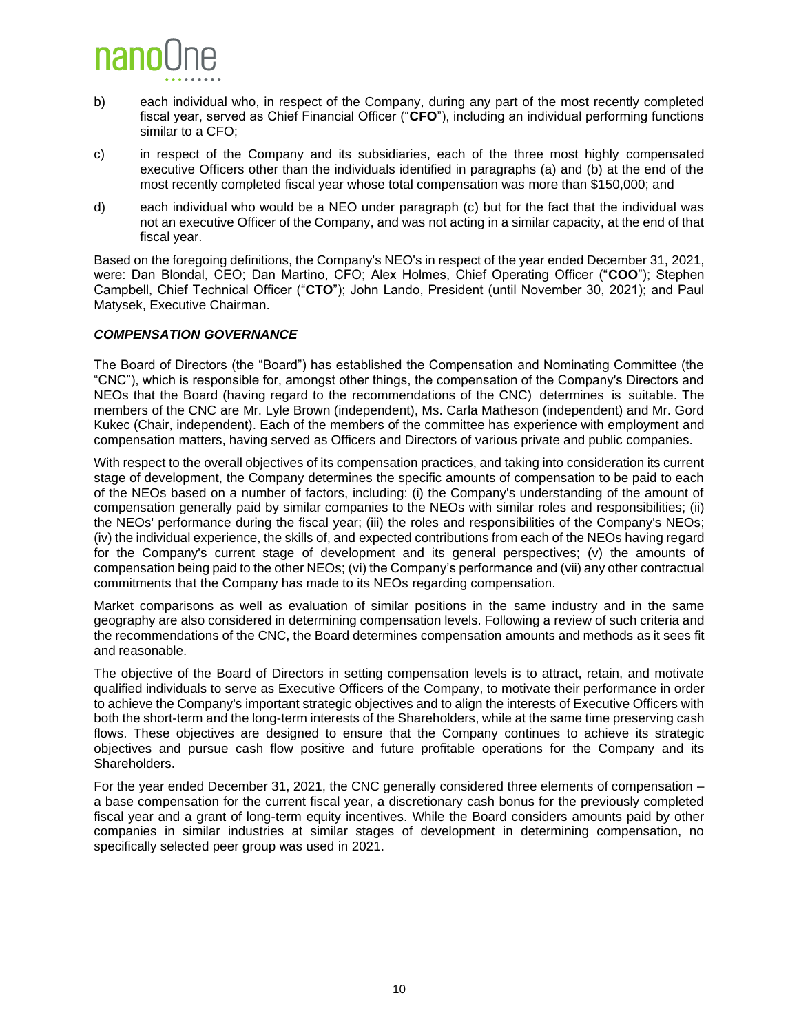b) each individual who, in respect of the Company, during any part of the most recently completed fiscal year, served as Chief Financial Officer ("**CFO**"), including an individual performing functions similar to a CFO;

c) in respect of the Company and its subsidiaries, each of the three most highly compensated executive Officers other than the individuals identified in paragraphs (a) and (b) at the end of the most recently completed fiscal year whose total compensation was more than $150,000; and

d) each individual who would be a NEO under paragraph (c) but for the fact that the individual was not an executive Officer of the Company, and was not acting in a similar capacity, at the end of that fiscal year.

Based on the foregoing definitions, the Company's NEO's in respect of the year ended December 31, 2021, were: Dan Blondal, CEO; Dan Martino, CFO; Alex Holmes, Chief Operating Officer ("**COO**"); Stephen Campbell, Chief Technical Officer ("**CTO**"); John Lando, President (until November 30, 2021); and Paul Matysek, Executive Chairman.

### ***COMPENSATION GOVERNANCE***

The Board of Directors (the "Board") has established the Compensation and Nominating Committee (the "CNC"), which is responsible for, amongst other things, the compensation of the Company's Directors and NEOs that the Board (having regard to the recommendations of the CNC) determines is suitable. The members of the CNC are Mr. Lyle Brown (independent), Ms. Carla Matheson (independent) and Mr. Gord Kukec (Chair, independent). Each of the members of the committee has experience with employment and compensation matters, having served as Officers and Directors of various private and public companies.

With respect to the overall objectives of its compensation practices, and taking into consideration its current stage of development, the Company determines the specific amounts of compensation to be paid to each of the NEOs based on a number of factors, including: (i) the Company's understanding of the amount of compensation generally paid by similar companies to the NEOs with similar roles and responsibilities; (ii) the NEOs' performance during the fiscal year; (iii) the roles and responsibilities of the Company's NEOs; (iv) the individual experience, the skills of, and expected contributions from each of the NEOs having regard for the Company's current stage of development and its general perspectives; (v) the amounts of compensation being paid to the other NEOs; (vi) the Company's performance and (vii) any other contractual commitments that the Company has made to its NEOs regarding compensation.

Market comparisons as well as evaluation of similar positions in the same industry and in the same geography are also considered in determining compensation levels. Following a review of such criteria and the recommendations of the CNC, the Board determines compensation amounts and methods as it sees fit and reasonable.

The objective of the Board of Directors in setting compensation levels is to attract, retain, and motivate qualified individuals to serve as Executive Officers of the Company, to motivate their performance in order to achieve the Company's important strategic objectives and to align the interests of Executive Officers with both the short-term and the long-term interests of the Shareholders, while at the same time preserving cash flows. These objectives are designed to ensure that the Company continues to achieve its strategic objectives and pursue cash flow positive and future profitable operations for the Company and its Shareholders.

For the year ended December 31, 2021, the CNC generally considered three elements of compensation – a base compensation for the current fiscal year, a discretionary cash bonus for the previously completed fiscal year and a grant of long-term equity incentives. While the Board considers amounts paid by other companies in similar industries at similar stages of development in determining compensation, no specifically selected peer group was used in 2021.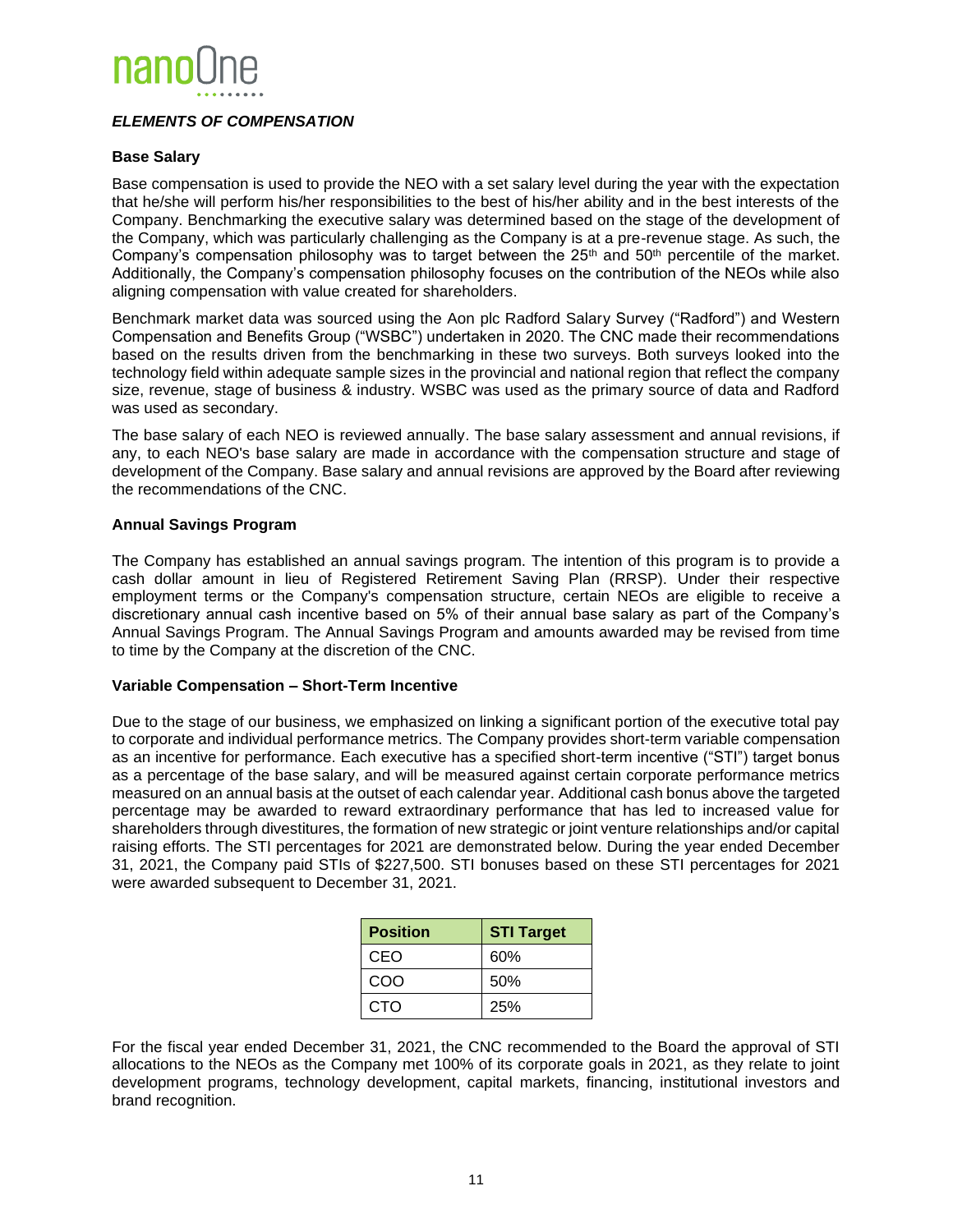### *ELEMENTS OF COMPENSATION*

**Base Salary**

Base compensation is used to provide the NEO with a set salary level during the year with the expectation that he/she will perform his/her responsibilities to the best of his/her ability and in the best interests of the Company. Benchmarking the executive salary was determined based on the stage of the development of the Company, which was particularly challenging as the Company is at a pre-revenue stage. As such, the Company's compensation philosophy was to target between the 25th and 50th percentile of the market. Additionally, the Company's compensation philosophy focuses on the contribution of the NEOs while also aligning compensation with value created for shareholders.

Benchmark market data was sourced using the Aon plc Radford Salary Survey ("Radford") and Western Compensation and Benefits Group ("WSBC") undertaken in 2020. The CNC made their recommendations based on the results driven from the benchmarking in these two surveys. Both surveys looked into the technology field within adequate sample sizes in the provincial and national region that reflect the company size, revenue, stage of business & industry. WSBC was used as the primary source of data and Radford was used as secondary.

The base salary of each NEO is reviewed annually. The base salary assessment and annual revisions, if any, to each NEO's base salary are made in accordance with the compensation structure and stage of development of the Company. Base salary and annual revisions are approved by the Board after reviewing the recommendations of the CNC.

**Annual Savings Program**

The Company has established an annual savings program. The intention of this program is to provide a cash dollar amount in lieu of Registered Retirement Saving Plan (RRSP). Under their respective employment terms or the Company's compensation structure, certain NEOs are eligible to receive a discretionary annual cash incentive based on 5% of their annual base salary as part of the Company's Annual Savings Program. The Annual Savings Program and amounts awarded may be revised from time to time by the Company at the discretion of the CNC.

**Variable Compensation – Short-Term Incentive**

Due to the stage of our business, we emphasized on linking a significant portion of the executive total pay to corporate and individual performance metrics. The Company provides short-term variable compensation as an incentive for performance. Each executive has a specified short-term incentive ("STI") target bonus as a percentage of the base salary, and will be measured against certain corporate performance metrics measured on an annual basis at the outset of each calendar year. Additional cash bonus above the targeted percentage may be awarded to reward extraordinary performance that has led to increased value for shareholders through divestitures, the formation of new strategic or joint venture relationships and/or capital raising efforts. The STI percentages for 2021 are demonstrated below. During the year ended December 31, 2021, the Company paid STIs of $227,500. STI bonuses based on these STI percentages for 2021 were awarded subsequent to December 31, 2021.

| Position | STI Target |
| --- | --- |
| CEO | 60% |
| COO | 50% |
| CTO | 25% |

For the fiscal year ended December 31, 2021, the CNC recommended to the Board the approval of STI allocations to the NEOs as the Company met 100% of its corporate goals in 2021, as they relate to joint development programs, technology development, capital markets, financing, institutional investors and brand recognition.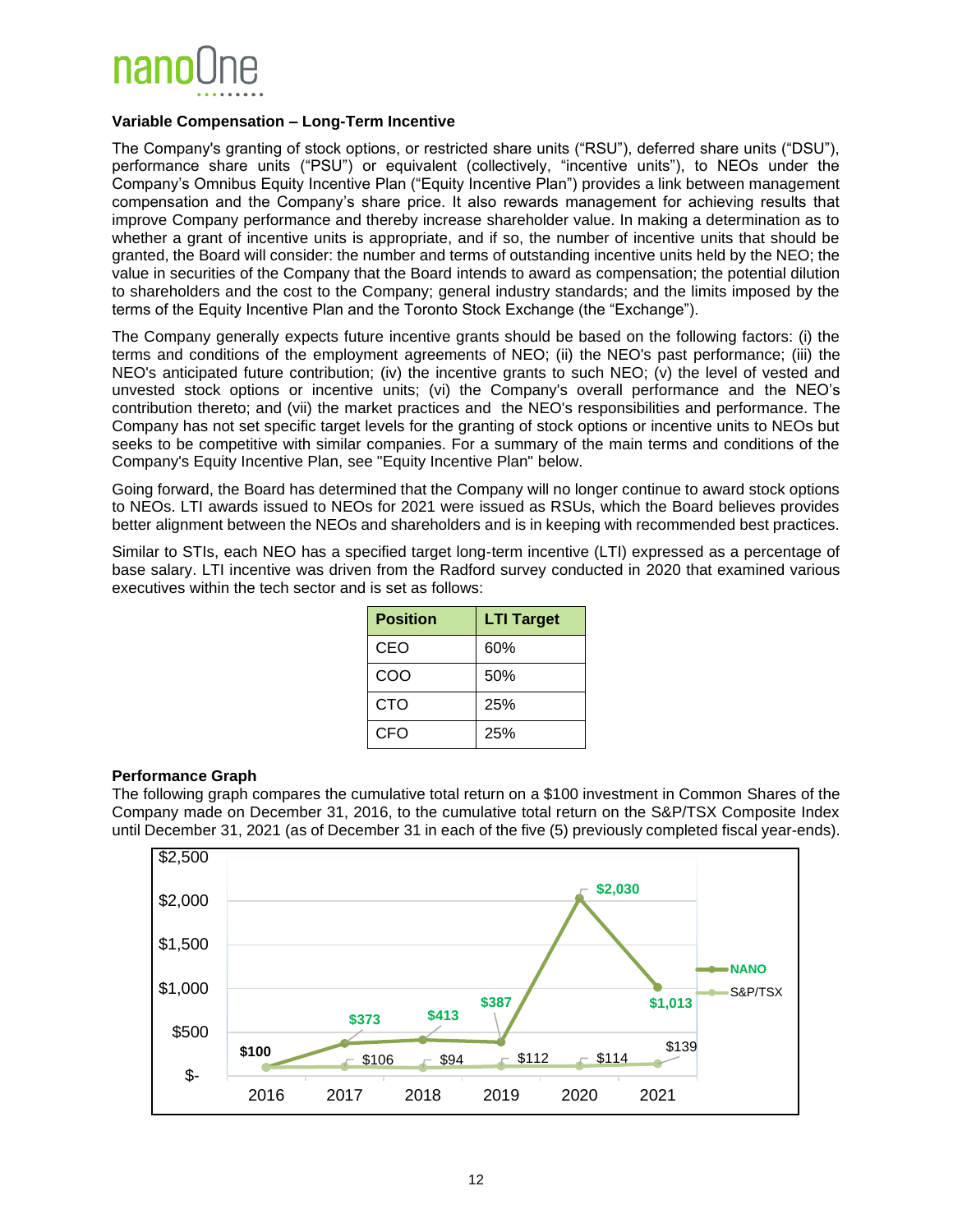### Variable Compensation – Long-Term Incentive

The Company's granting of stock options, or restricted share units ("RSU"), deferred share units ("DSU"), performance share units ("PSU") or equivalent (collectively, "incentive units"), to NEOs under the Company's Omnibus Equity Incentive Plan ("Equity Incentive Plan") provides a link between management compensation and the Company's share price. It also rewards management for achieving results that improve Company performance and thereby increase shareholder value. In making a determination as to whether a grant of incentive units is appropriate, and if so, the number of incentive units that should be granted, the Board will consider: the number and terms of outstanding incentive units held by the NEO; the value in securities of the Company that the Board intends to award as compensation; the potential dilution to shareholders and the cost to the Company; general industry standards; and the limits imposed by the terms of the Equity Incentive Plan and the Toronto Stock Exchange (the "Exchange").

The Company generally expects future incentive grants should be based on the following factors: (i) the terms and conditions of the employment agreements of NEO; (ii) the NEO's past performance; (iii) the NEO's anticipated future contribution; (iv) the incentive grants to such NEO; (v) the level of vested and unvested stock options or incentive units; (vi) the Company's overall performance and the NEO's contribution thereto; and (vii) the market practices and the NEO's responsibilities and performance. The Company has not set specific target levels for the granting of stock options or incentive units to NEOs but seeks to be competitive with similar companies. For a summary of the main terms and conditions of the Company's Equity Incentive Plan, see "Equity Incentive Plan" below.

Going forward, the Board has determined that the Company will no longer continue to award stock options to NEOs. LTI awards issued to NEOs for 2021 were issued as RSUs, which the Board believes provides better alignment between the NEOs and shareholders and is in keeping with recommended best practices.

Similar to STIs, each NEO has a specified target long-term incentive (LTI) expressed as a percentage of base salary. LTI incentive was driven from the Radford survey conducted in 2020 that examined various executives within the tech sector and is set as follows:

| Position | LTI Target |
|---|---|
| CEO | 60% |
| COO | 50% |
| CTO | 25% |
| CFO | 25% |

### Performance Graph

The following graph compares the cumulative total return on a $100 investment in Common Shares of the Company made on December 31, 2016, to the cumulative total return on the S&P/TSX Composite Index until December 31, 2021 (as of December 31 in each of the five (5) previously completed fiscal year-ends).

| | 2016 | 2017 | 2018 | 2019 | 2020 | 2021 |
|---|---|---|---|---|---|---|
| NANO | $100 | $373 | $413 | $387 | $2,030 | $1,013 |
| S&P/TSX | $100 | $106 | $94 | $112 | $114 | $139 |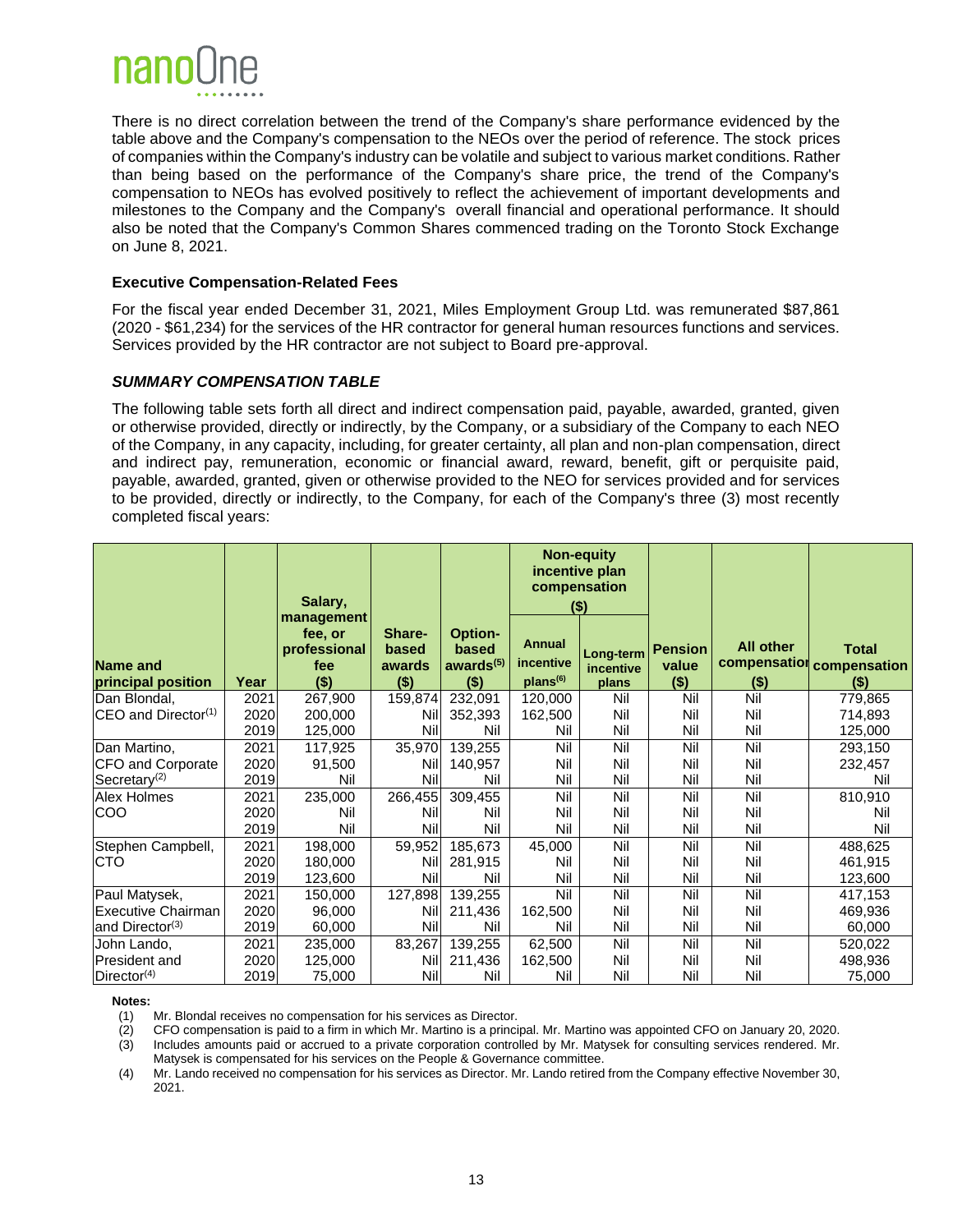There is no direct correlation between the trend of the Company's share performance evidenced by the table above and the Company's compensation to the NEOs over the period of reference. The stock prices of companies within the Company's industry can be volatile and subject to various market conditions. Rather than being based on the performance of the Company's share price, the trend of the Company's compensation to NEOs has evolved positively to reflect the achievement of important developments and milestones to the Company and the Company's overall financial and operational performance. It should also be noted that the Company's Common Shares commenced trading on the Toronto Stock Exchange on June 8, 2021.

### Executive Compensation-Related Fees

For the fiscal year ended December 31, 2021, Miles Employment Group Ltd. was remunerated $87,861 (2020 - $61,234) for the services of the HR contractor for general human resources functions and services. Services provided by the HR contractor are not subject to Board pre-approval.

### *SUMMARY COMPENSATION TABLE*

The following table sets forth all direct and indirect compensation paid, payable, awarded, granted, given or otherwise provided, directly or indirectly, by the Company, or a subsidiary of the Company to each NEO of the Company, in any capacity, including, for greater certainty, all plan and non-plan compensation, direct and indirect pay, remuneration, economic or financial award, reward, benefit, gift or perquisite paid, payable, awarded, granted, given or otherwise provided to the NEO for services provided and for services to be provided, directly or indirectly, to the Company, for each of the Company's three (3) most recently completed fiscal years:

| Name and principal position | Year | Salary, management fee, or professional fee ($) | Share-based awards ($) | Option-based awards[5] ($) | Non-equity incentive plan compensation ($) | | Pension value ($) | All other compensation ($) | Total compensation ($) |
|---|---|---|---|---|---|---|---|---|---|
| | | | | | Annual incentive plans[6] | Long-term incentive plans | | | |
| Dan Blondal, CEO and Director[1] | 2021 | 267,900 | 159,874 | 232,091 | 120,000 | Nil | Nil | Nil | 779,865 |
| | 2020 | 200,000 | Nil | 352,393 | 162,500 | Nil | Nil | Nil | 714,893 |
| | 2019 | 125,000 | Nil | Nil | Nil | Nil | Nil | Nil | 125,000 |
| Dan Martino, CFO and Corporate Secretary[2] | 2021 | 117,925 | 35,970 | 139,255 | Nil | Nil | Nil | Nil | 293,150 |
| | 2020 | 91,500 | Nil | 140,957 | Nil | Nil | Nil | Nil | 232,457 |
| | 2019 | Nil | Nil | Nil | Nil | Nil | Nil | Nil | Nil |
| Alex Holmes COO | 2021 | 235,000 | 266,455 | 309,455 | Nil | Nil | Nil | Nil | 810,910 |
| | 2020 | Nil | Nil | Nil | Nil | Nil | Nil | Nil | Nil |
| | 2019 | Nil | Nil | Nil | Nil | Nil | Nil | Nil | Nil |
| Stephen Campbell, CTO | 2021 | 198,000 | 59,952 | 185,673 | 45,000 | Nil | Nil | Nil | 488,625 |
| | 2020 | 180,000 | Nil | 281,915 | Nil | Nil | Nil | Nil | 461,915 |
| | 2019 | 123,600 | Nil | Nil | Nil | Nil | Nil | Nil | 123,600 |
| Paul Matysek, Executive Chairman and Director[3] | 2021 | 150,000 | 127,898 | 139,255 | Nil | Nil | Nil | Nil | 417,153 |
| | 2020 | 96,000 | Nil | 211,436 | 162,500 | Nil | Nil | Nil | 469,936 |
| | 2019 | 60,000 | Nil | Nil | Nil | Nil | Nil | Nil | 60,000 |
| John Lando, President and Director[4] | 2021 | 235,000 | 83,267 | 139,255 | 62,500 | Nil | Nil | Nil | 520,022 |
| | 2020 | 125,000 | Nil | 211,436 | 162,500 | Nil | Nil | Nil | 498,936 |
| | 2019 | 75,000 | Nil | Nil | Nil | Nil | Nil | Nil | 75,000 |

**Notes:**

(1) Mr. Blondal receives no compensation for his services as Director.

(2) CFO compensation is paid to a firm in which Mr. Martino is a principal. Mr. Martino was appointed CFO on January 20, 2020.

(3) Includes amounts paid or accrued to a private corporation controlled by Mr. Matysek for consulting services rendered. Mr. Matysek is compensated for his services on the People & Governance committee.

(4) Mr. Lando received no compensation for his services as Director. Mr. Lando retired from the Company effective November 30, 2021.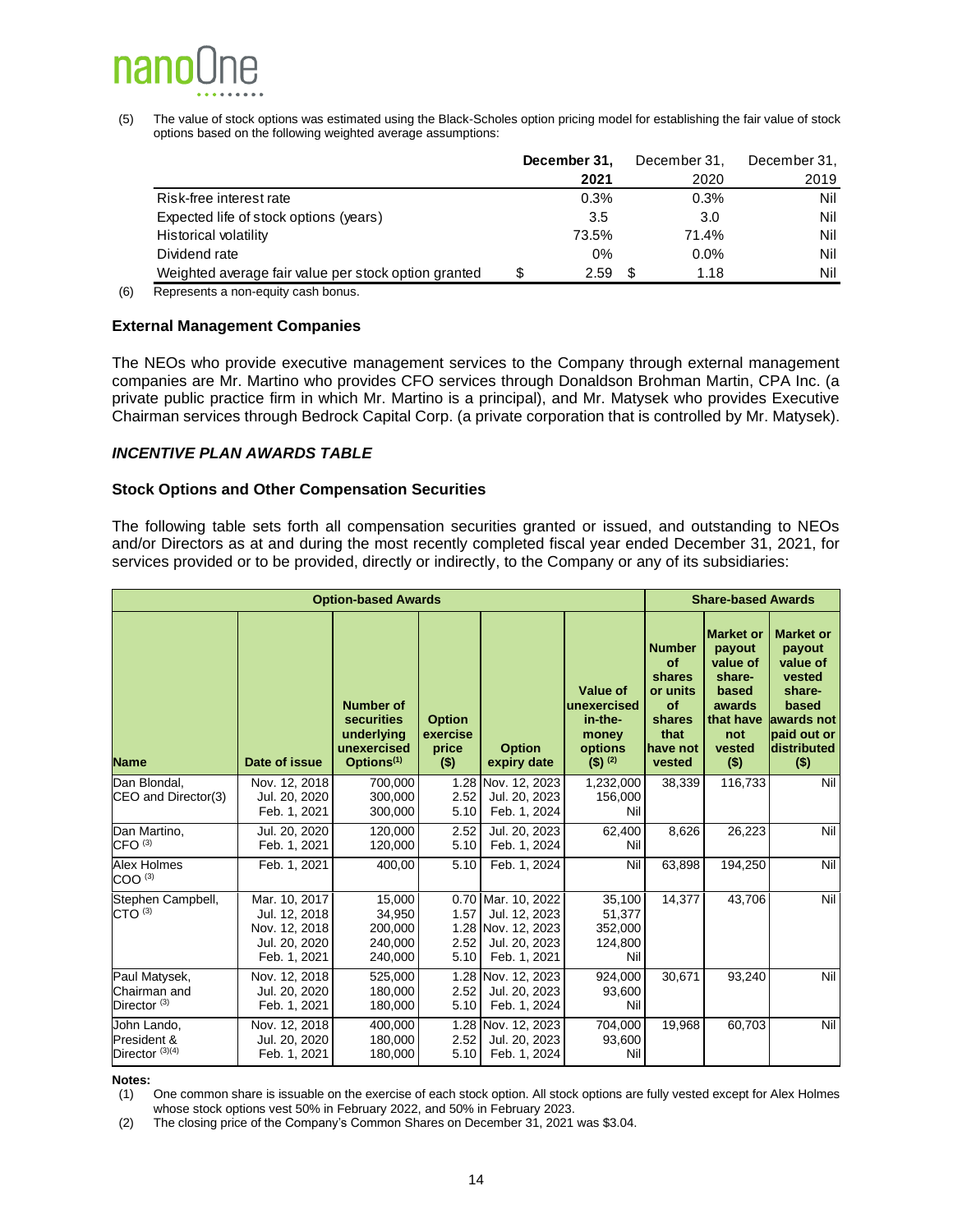(5) The value of stock options was estimated using the Black-Scholes option pricing model for establishing the fair value of stock options based on the following weighted average assumptions:

| | **December 31, 2021** | December 31, 2020 | December 31, 2019 |
|---|---|---|---|
| Risk-free interest rate | 0.3% | 0.3% | Nil |
| Expected life of stock options (years) | 3.5 | 3.0 | Nil |
| Historical volatility | 73.5% | 71.4% | Nil |
| Dividend rate | 0% | 0.0% | Nil |
| Weighted average fair value per stock option granted | $ 2.59 | $ 1.18 | Nil |

(6) Represents a non-equity cash bonus.

### External Management Companies

The NEOs who provide executive management services to the Company through external management companies are Mr. Martino who provides CFO services through Donaldson Brohman Martin, CPA Inc. (a private public practice firm in which Mr. Martino is a principal), and Mr. Matysek who provides Executive Chairman services through Bedrock Capital Corp. (a private corporation that is controlled by Mr. Matysek).

## *INCENTIVE PLAN AWARDS TABLE*

### Stock Options and Other Compensation Securities

The following table sets forth all compensation securities granted or issued, and outstanding to NEOs and/or Directors as at and during the most recently completed fiscal year ended December 31, 2021, for services provided or to be provided, directly or indirectly, to the Company or any of its subsidiaries:

| Option-based Awards | | | | | | Share-based Awards | | |
|---|---|---|---|---|---|---|---|---|
| **Name** | **Date of issue** | **Number of securities underlying unexercised Options(1)** | **Option exercise price ($)** | **Option expiry date** | **Value of unexercised in-the-money options ($) (2)** | **Number of shares or units of shares that have not vested** | **Market or payout value of share-based awards that have not vested ($)** | **Market or payout value of vested share-based awards not paid out or distributed ($)** |
| Dan Blondal, CEO and Director(3) | Nov. 12, 2018<br>Jul. 20, 2020<br>Feb. 1, 2021 | 700,000<br>300,000<br>300,000 | 1.28<br>2.52<br>5.10 | Nov. 12, 2023<br>Jul. 20, 2023<br>Feb. 1, 2024 | 1,232,000<br>156,000<br>Nil | 38,339 | 116,733 | Nil |
| Dan Martino, CFO (3) | Jul. 20, 2020<br>Feb. 1, 2021 | 120,000<br>120,000 | 2.52<br>5.10 | Jul. 20, 2023<br>Feb. 1, 2024 | 62,400<br>Nil | 8,626 | 26,223 | Nil |
| Alex Holmes COO (3) | Feb. 1, 2021 | 400,00 | 5.10 | Feb. 1, 2024 | Nil | 63,898 | 194,250 | Nil |
| Stephen Campbell, CTO (3) | Mar. 10, 2017<br>Jul. 12, 2018<br>Nov. 12, 2018<br>Jul. 20, 2020<br>Feb. 1, 2021 | 15,000<br>34,950<br>200,000<br>240,000<br>240,000 | 0.70<br>1.57<br>1.28<br>2.52<br>5.10 | Mar. 10, 2022<br>Jul. 12, 2023<br>Nov. 12, 2023<br>Jul. 20, 2023<br>Feb. 1, 2021 | 35,100<br>51,377<br>352,000<br>124,800<br>Nil | 14,377 | 43,706 | Nil |
| Paul Matysek, Chairman and Director (3) | Nov. 12, 2018<br>Jul. 20, 2020<br>Feb. 1, 2021 | 525,000<br>180,000<br>180,000 | 1.28<br>2.52<br>5.10 | Nov. 12, 2023<br>Jul. 20, 2023<br>Feb. 1, 2024 | 924,000<br>93,600<br>Nil | 30,671 | 93,240 | Nil |
| John Lando, President & Director (3)(4) | Nov. 12, 2018<br>Jul. 20, 2020<br>Feb. 1, 2021 | 400,000<br>180,000<br>180,000 | 1.28<br>2.52<br>5.10 | Nov. 12, 2023<br>Jul. 20, 2023<br>Feb. 1, 2024 | 704,000<br>93,600<br>Nil | 19,968 | 60,703 | Nil |

**Notes:**

(1) One common share is issuable on the exercise of each stock option. All stock options are fully vested except for Alex Holmes whose stock options vest 50% in February 2022, and 50% in February 2023.

(2) The closing price of the Company's Common Shares on December 31, 2021 was $3.04.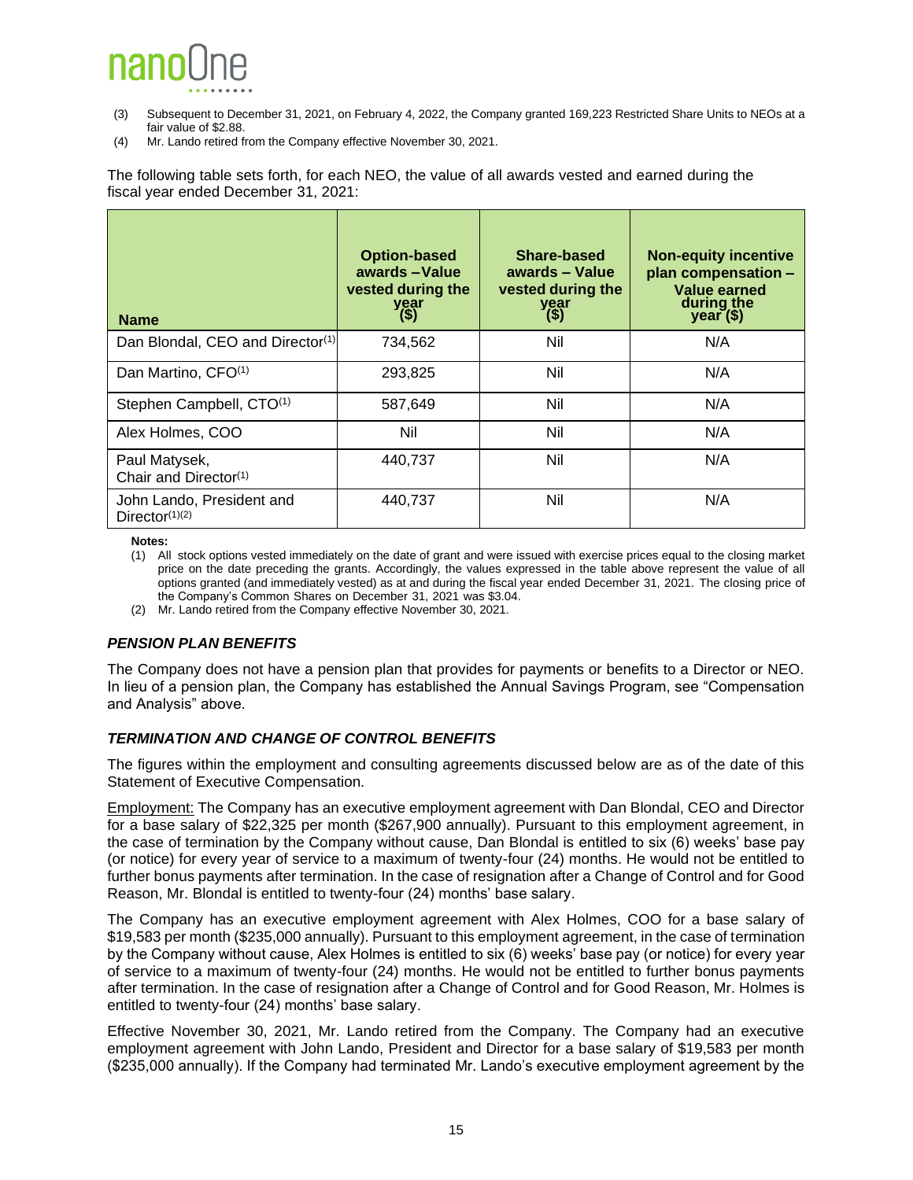(3) Subsequent to December 31, 2021, on February 4, 2022, the Company granted 169,223 Restricted Share Units to NEOs at a fair value of $2.88.

(4) Mr. Lando retired from the Company effective November 30, 2021.

The following table sets forth, for each NEO, the value of all awards vested and earned during the fiscal year ended December 31, 2021:

| Name | Option-based awards –Value vested during the year ($) | Share-based awards – Value vested during the year ($) | Non-equity incentive plan compensation – Value earned during the year ($) |
|---|---|---|---|
| Dan Blondal, CEO and Director[(1)] | 734,562 | Nil | N/A |
| Dan Martino, CFO[(1)] | 293,825 | Nil | N/A |
| Stephen Campbell, CTO[(1)] | 587,649 | Nil | N/A |
| Alex Holmes, COO | Nil | Nil | N/A |
| Paul Matysek, Chair and Director[(1)] | 440,737 | Nil | N/A |
| John Lando, President and Director[(1)(2)] | 440,737 | Nil | N/A |

**Notes:**

(1) All stock options vested immediately on the date of grant and were issued with exercise prices equal to the closing market price on the date preceding the grants. Accordingly, the values expressed in the table above represent the value of all options granted (and immediately vested) as at and during the fiscal year ended December 31, 2021. The closing price of the Company's Common Shares on December 31, 2021 was $3.04.

(2) Mr. Lando retired from the Company effective November 30, 2021.

### *PENSION PLAN BENEFITS*

The Company does not have a pension plan that provides for payments or benefits to a Director or NEO. In lieu of a pension plan, the Company has established the Annual Savings Program, see "Compensation and Analysis" above.

### *TERMINATION AND CHANGE OF CONTROL BENEFITS*

The figures within the employment and consulting agreements discussed below are as of the date of this Statement of Executive Compensation.

Employment: The Company has an executive employment agreement with Dan Blondal, CEO and Director for a base salary of $22,325 per month ($267,900 annually). Pursuant to this employment agreement, in the case of termination by the Company without cause, Dan Blondal is entitled to six (6) weeks' base pay (or notice) for every year of service to a maximum of twenty-four (24) months. He would not be entitled to further bonus payments after termination. In the case of resignation after a Change of Control and for Good Reason, Mr. Blondal is entitled to twenty-four (24) months' base salary.

The Company has an executive employment agreement with Alex Holmes, COO for a base salary of $19,583 per month ($235,000 annually). Pursuant to this employment agreement, in the case of termination by the Company without cause, Alex Holmes is entitled to six (6) weeks' base pay (or notice) for every year of service to a maximum of twenty-four (24) months. He would not be entitled to further bonus payments after termination. In the case of resignation after a Change of Control and for Good Reason, Mr. Holmes is entitled to twenty-four (24) months' base salary.

Effective November 30, 2021, Mr. Lando retired from the Company. The Company had an executive employment agreement with John Lando, President and Director for a base salary of $19,583 per month ($235,000 annually). If the Company had terminated Mr. Lando's executive employment agreement by the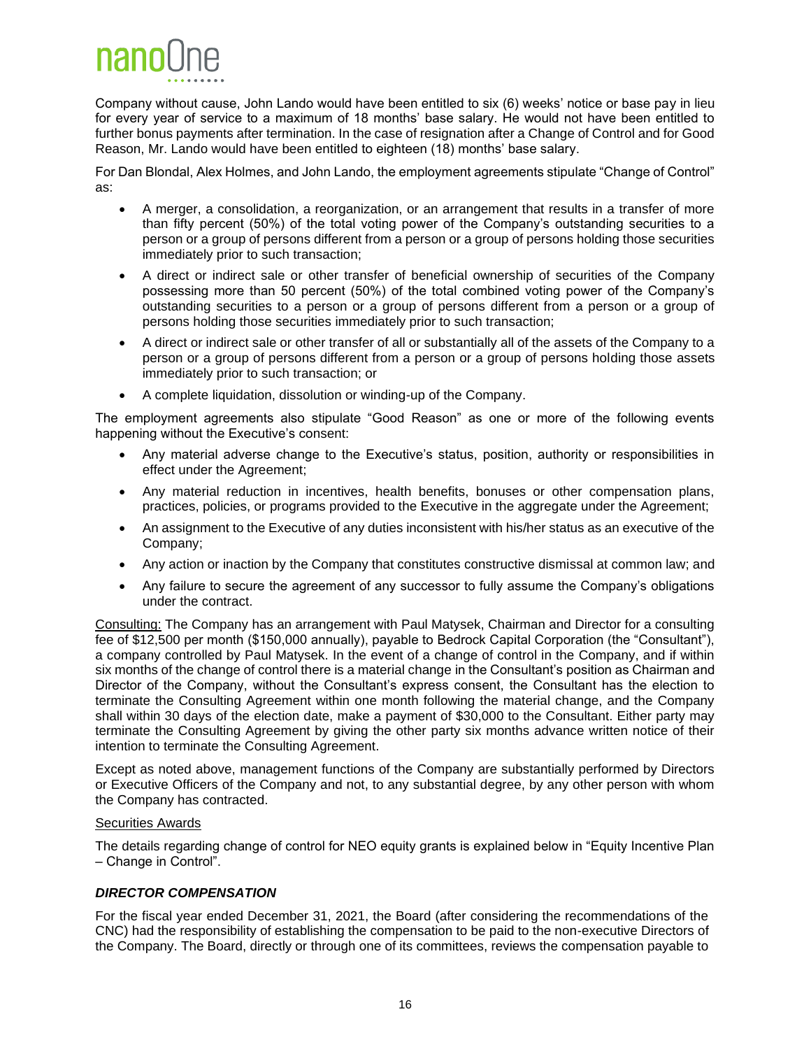Company without cause, John Lando would have been entitled to six (6) weeks' notice or base pay in lieu for every year of service to a maximum of 18 months' base salary. He would not have been entitled to further bonus payments after termination. In the case of resignation after a Change of Control and for Good Reason, Mr. Lando would have been entitled to eighteen (18) months' base salary.

For Dan Blondal, Alex Holmes, and John Lando, the employment agreements stipulate "Change of Control" as:

- A merger, a consolidation, a reorganization, or an arrangement that results in a transfer of more than fifty percent (50%) of the total voting power of the Company's outstanding securities to a person or a group of persons different from a person or a group of persons holding those securities immediately prior to such transaction;
- A direct or indirect sale or other transfer of beneficial ownership of securities of the Company possessing more than 50 percent (50%) of the total combined voting power of the Company's outstanding securities to a person or a group of persons different from a person or a group of persons holding those securities immediately prior to such transaction;
- A direct or indirect sale or other transfer of all or substantially all of the assets of the Company to a person or a group of persons different from a person or a group of persons holding those assets immediately prior to such transaction; or
- A complete liquidation, dissolution or winding-up of the Company.

The employment agreements also stipulate "Good Reason" as one or more of the following events happening without the Executive's consent:

- Any material adverse change to the Executive's status, position, authority or responsibilities in effect under the Agreement;
- Any material reduction in incentives, health benefits, bonuses or other compensation plans, practices, policies, or programs provided to the Executive in the aggregate under the Agreement;
- An assignment to the Executive of any duties inconsistent with his/her status as an executive of the Company;
- Any action or inaction by the Company that constitutes constructive dismissal at common law; and
- Any failure to secure the agreement of any successor to fully assume the Company's obligations under the contract.

Consulting: The Company has an arrangement with Paul Matysek, Chairman and Director for a consulting fee of $12,500 per month ($150,000 annually), payable to Bedrock Capital Corporation (the "Consultant"), a company controlled by Paul Matysek. In the event of a change of control in the Company, and if within six months of the change of control there is a material change in the Consultant's position as Chairman and Director of the Company, without the Consultant's express consent, the Consultant has the election to terminate the Consulting Agreement within one month following the material change, and the Company shall within 30 days of the election date, make a payment of $30,000 to the Consultant. Either party may terminate the Consulting Agreement by giving the other party six months advance written notice of their intention to terminate the Consulting Agreement.

Except as noted above, management functions of the Company are substantially performed by Directors or Executive Officers of the Company and not, to any substantial degree, by any other person with whom the Company has contracted.

Securities Awards

The details regarding change of control for NEO equity grants is explained below in "Equity Incentive Plan – Change in Control".

### *DIRECTOR COMPENSATION*

For the fiscal year ended December 31, 2021, the Board (after considering the recommendations of the CNC) had the responsibility of establishing the compensation to be paid to the non-executive Directors of the Company. The Board, directly or through one of its committees, reviews the compensation payable to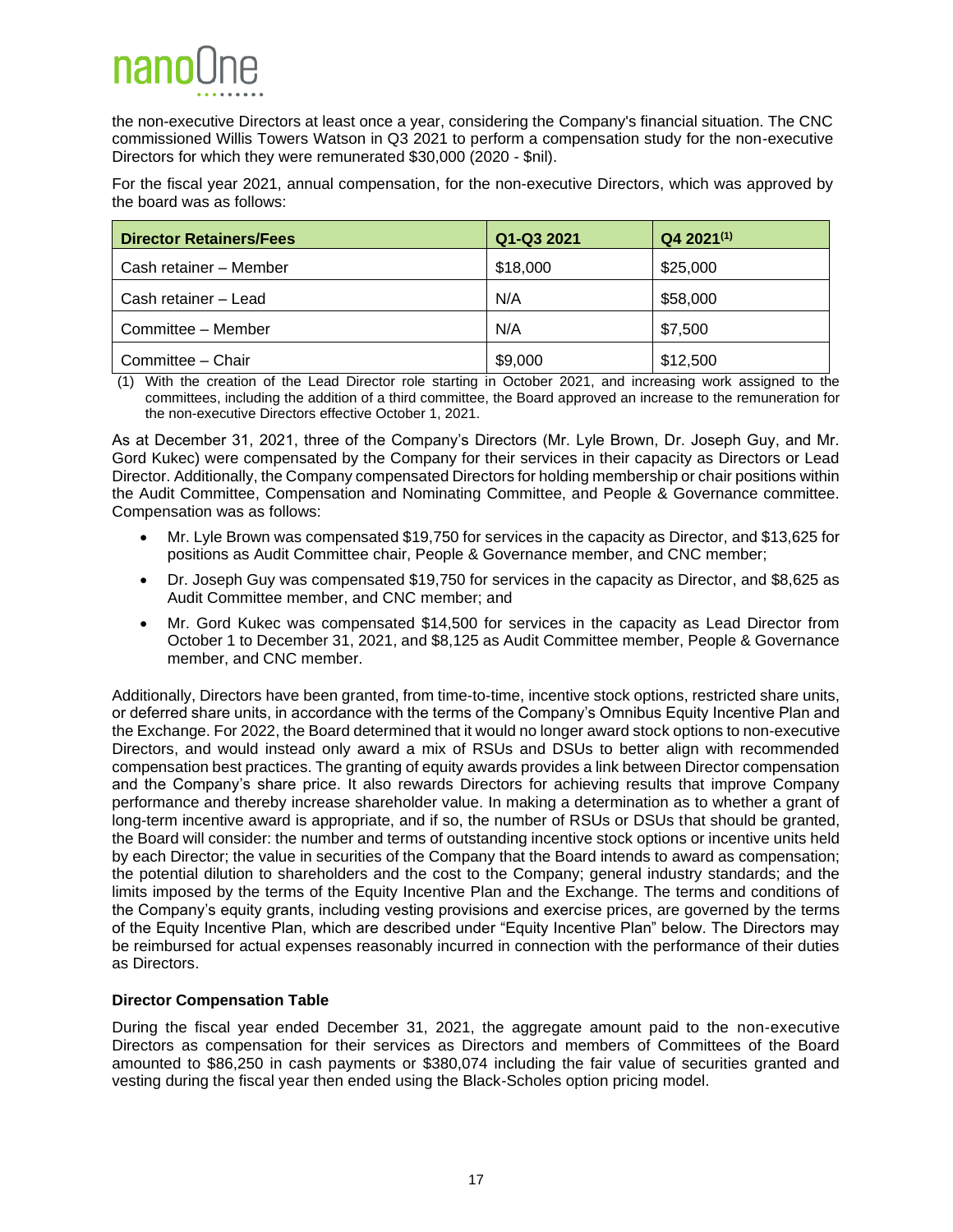the non-executive Directors at least once a year, considering the Company's financial situation. The CNC commissioned Willis Towers Watson in Q3 2021 to perform a compensation study for the non-executive Directors for which they were remunerated $30,000 (2020 - $nil).

For the fiscal year 2021, annual compensation, for the non-executive Directors, which was approved by the board was as follows:

| Director Retainers/Fees | Q1-Q3 2021 | Q4 2021(1) |
|---|---|---|
| Cash retainer – Member | $18,000 | $25,000 |
| Cash retainer – Lead | N/A | $58,000 |
| Committee – Member | N/A | $7,500 |
| Committee – Chair | $9,000 | $12,500 |

(1) With the creation of the Lead Director role starting in October 2021, and increasing work assigned to the committees, including the addition of a third committee, the Board approved an increase to the remuneration for the non-executive Directors effective October 1, 2021.

As at December 31, 2021, three of the Company's Directors (Mr. Lyle Brown, Dr. Joseph Guy, and Mr. Gord Kukec) were compensated by the Company for their services in their capacity as Directors or Lead Director. Additionally, the Company compensated Directors for holding membership or chair positions within the Audit Committee, Compensation and Nominating Committee, and People & Governance committee. Compensation was as follows:

- Mr. Lyle Brown was compensated $19,750 for services in the capacity as Director, and $13,625 for positions as Audit Committee chair, People & Governance member, and CNC member;
- Dr. Joseph Guy was compensated $19,750 for services in the capacity as Director, and $8,625 as Audit Committee member, and CNC member; and
- Mr. Gord Kukec was compensated $14,500 for services in the capacity as Lead Director from October 1 to December 31, 2021, and $8,125 as Audit Committee member, People & Governance member, and CNC member.

Additionally, Directors have been granted, from time-to-time, incentive stock options, restricted share units, or deferred share units, in accordance with the terms of the Company's Omnibus Equity Incentive Plan and the Exchange. For 2022, the Board determined that it would no longer award stock options to non-executive Directors, and would instead only award a mix of RSUs and DSUs to better align with recommended compensation best practices. The granting of equity awards provides a link between Director compensation and the Company's share price. It also rewards Directors for achieving results that improve Company performance and thereby increase shareholder value. In making a determination as to whether a grant of long-term incentive award is appropriate, and if so, the number of RSUs or DSUs that should be granted, the Board will consider: the number and terms of outstanding incentive stock options or incentive units held by each Director; the value in securities of the Company that the Board intends to award as compensation; the potential dilution to shareholders and the cost to the Company; general industry standards; and the limits imposed by the terms of the Equity Incentive Plan and the Exchange. The terms and conditions of the Company's equity grants, including vesting provisions and exercise prices, are governed by the terms of the Equity Incentive Plan, which are described under "Equity Incentive Plan" below. The Directors may be reimbursed for actual expenses reasonably incurred in connection with the performance of their duties as Directors.

### Director Compensation Table

During the fiscal year ended December 31, 2021, the aggregate amount paid to the non-executive Directors as compensation for their services as Directors and members of Committees of the Board amounted to $86,250 in cash payments or $380,074 including the fair value of securities granted and vesting during the fiscal year then ended using the Black-Scholes option pricing model.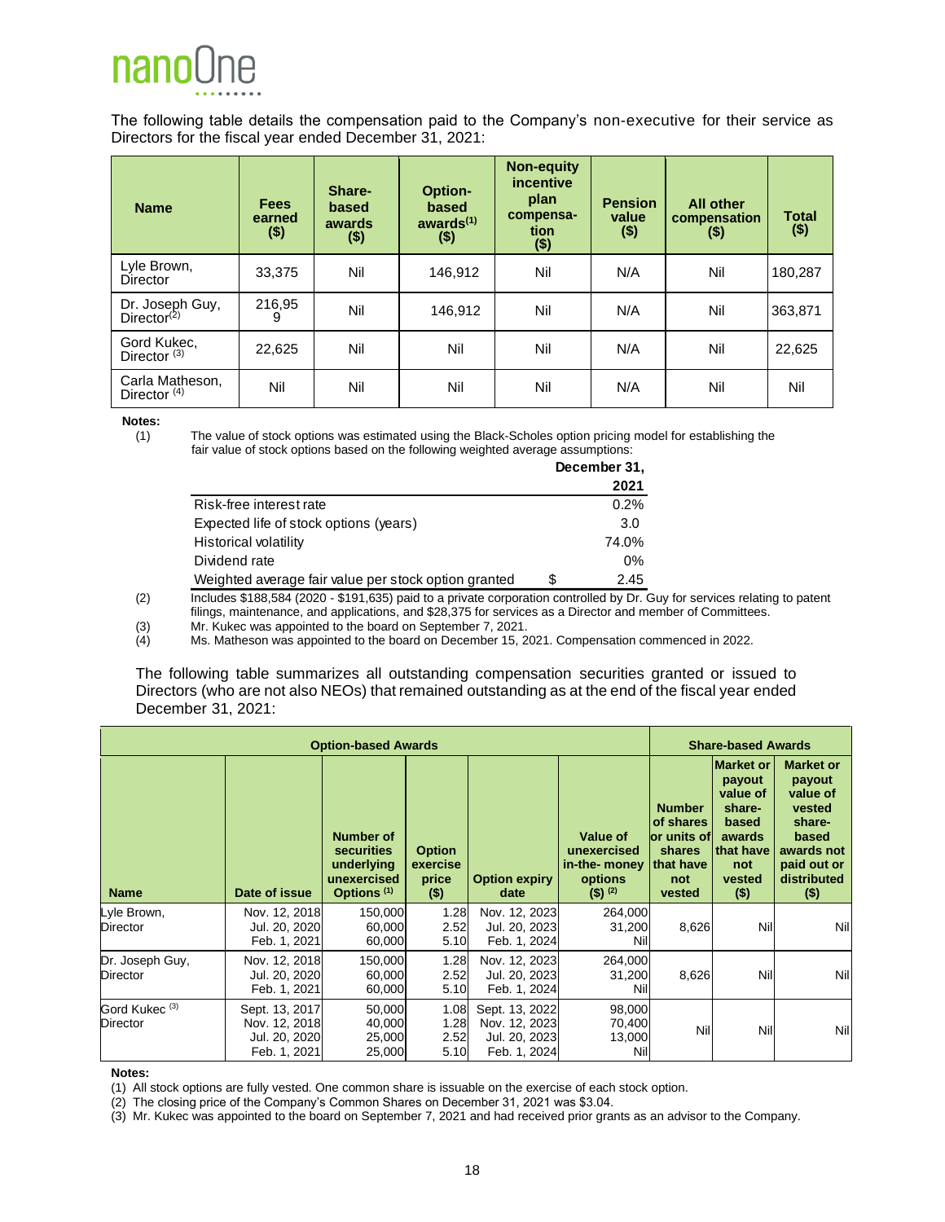The following table details the compensation paid to the Company's non-executive for their service as Directors for the fiscal year ended December 31, 2021:

| Name | Fees earned ($) | Share-based awards ($) | Option-based awards[1] ($) | Non-equity incentive plan compensation ($) | Pension value ($) | All other compensation ($) | Total ($) |
|---|---|---|---|---|---|---|---|
| Lyle Brown, Director | 33,375 | Nil | 146,912 | Nil | N/A | Nil | 180,287 |
| Dr. Joseph Guy, Director[2] | 216,959 | Nil | 146,912 | Nil | N/A | Nil | 363,871 |
| Gord Kukec, Director [3] | 22,625 | Nil | Nil | Nil | N/A | Nil | 22,625 |
| Carla Matheson, Director [4] | Nil | Nil | Nil | Nil | N/A | Nil | Nil |

**Notes:**

(1) The value of stock options was estimated using the Black-Scholes option pricing model for establishing the fair value of stock options based on the following weighted average assumptions:

| | December 31, 2021 |
|---|---|
| Risk-free interest rate | 0.2% |
| Expected life of stock options (years) | 3.0 |
| Historical volatility | 74.0% |
| Dividend rate | 0% |
| Weighted average fair value per stock option granted | $ 2.45 |

(2) Includes $188,584 (2020 - $191,635) paid to a private corporation controlled by Dr. Guy for services relating to patent filings, maintenance, and applications, and $28,375 for services as a Director and member of Committees.

(3) Mr. Kukec was appointed to the board on September 7, 2021.

(4) Ms. Matheson was appointed to the board on December 15, 2021. Compensation commenced in 2022.

The following table summarizes all outstanding compensation securities granted or issued to Directors (who are not also NEOs) that remained outstanding as at the end of the fiscal year ended December 31, 2021:

| Option-based Awards | | | | | | Share-based Awards | | |
|---|---|---|---|---|---|---|---|---|
| Name | Date of issue | Number of securities underlying unexercised Options [1] | Option exercise price ($) | Option expiry date | Value of unexercised in-the- money options ($) [2] | Number of shares or units of shares that have not vested | Market or payout value of share-based awards that have not vested ($) | Market or payout value of vested share-based awards not paid out or distributed ($) |
| Lyle Brown, Director | Nov. 12, 2018<br>Jul. 20, 2020<br>Feb. 1, 2021 | 150,000<br>60,000<br>60,000 | 1.28<br>2.52<br>5.10 | Nov. 12, 2023<br>Jul. 20, 2023<br>Feb. 1, 2024 | 264,000<br>31,200<br>Nil | 8,626 | Nil | Nil |
| Dr. Joseph Guy, Director | Nov. 12, 2018<br>Jul. 20, 2020<br>Feb. 1, 2021 | 150,000<br>60,000<br>60,000 | 1.28<br>2.52<br>5.10 | Nov. 12, 2023<br>Jul. 20, 2023<br>Feb. 1, 2024 | 264,000<br>31,200<br>Nil | 8,626 | Nil | Nil |
| Gord Kukec [3] Director | Sept. 13, 2017<br>Nov. 12, 2018<br>Jul. 20, 2020<br>Feb. 1, 2021 | 50,000<br>40,000<br>25,000<br>25,000 | 1.08<br>1.28<br>2.52<br>5.10 | Sept. 13, 2022<br>Nov. 12, 2023<br>Jul. 20, 2023<br>Feb. 1, 2024 | 98,000<br>70,400<br>13,000<br>Nil | Nil | Nil | Nil |

**Notes:**

(1) All stock options are fully vested. One common share is issuable on the exercise of each stock option.

(2) The closing price of the Company's Common Shares on December 31, 2021 was $3.04.

(3) Mr. Kukec was appointed to the board on September 7, 2021 and had received prior grants as an advisor to the Company.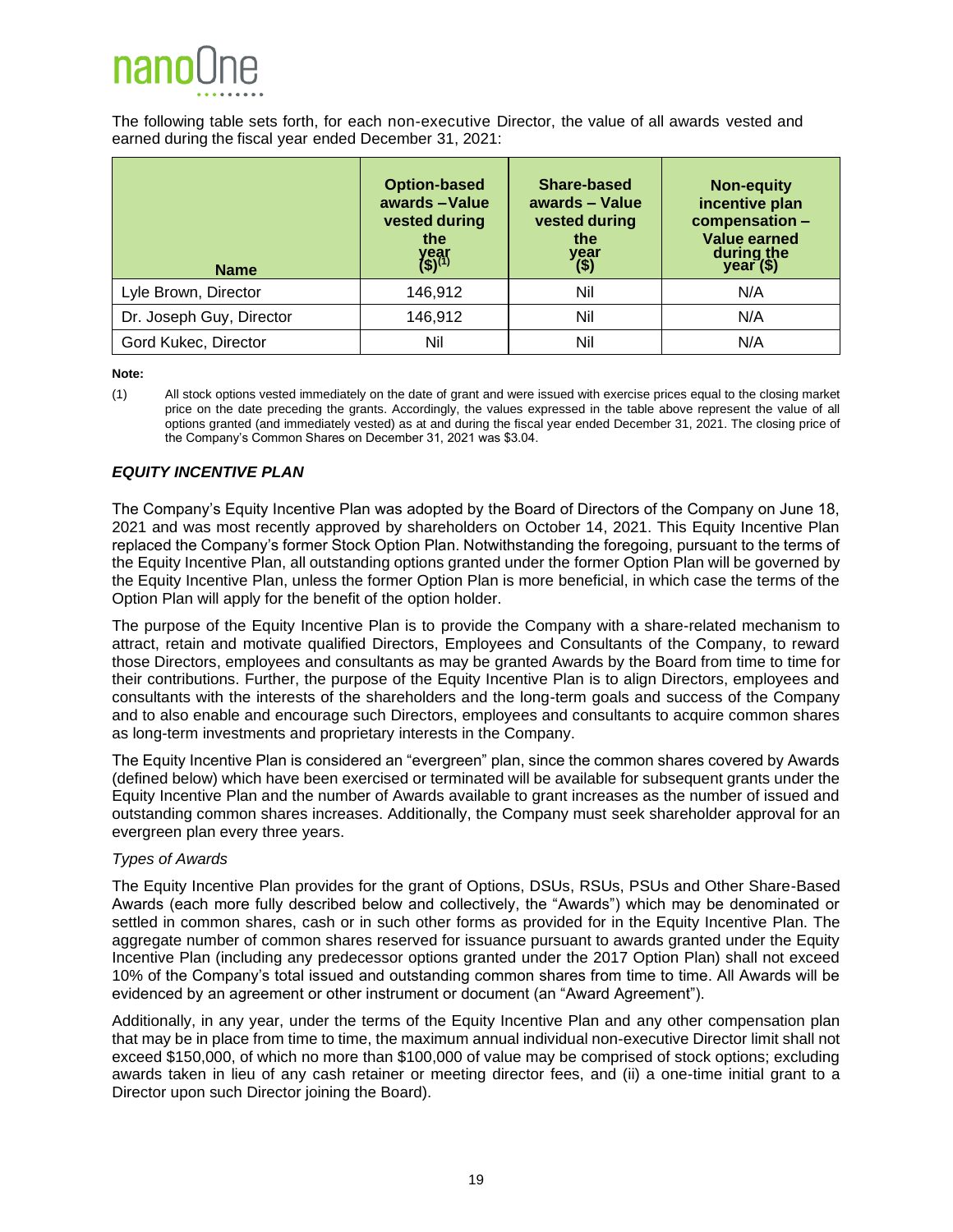The following table sets forth, for each non-executive Director, the value of all awards vested and earned during the fiscal year ended December 31, 2021:

| Name | Option-based awards – Value vested during the year ($)[1] | Share-based awards – Value vested during the year ($) | Non-equity incentive plan compensation – Value earned during the year ($) |
|---|---|---|---|
| Lyle Brown, Director | 146,912 | Nil | N/A |
| Dr. Joseph Guy, Director | 146,912 | Nil | N/A |
| Gord Kukec, Director | Nil | Nil | N/A |

**Note:**

(1) All stock options vested immediately on the date of grant and were issued with exercise prices equal to the closing market price on the date preceding the grants. Accordingly, the values expressed in the table above represent the value of all options granted (and immediately vested) as at and during the fiscal year ended December 31, 2021. The closing price of the Company's Common Shares on December 31, 2021 was $3.04.

### *EQUITY INCENTIVE PLAN*

The Company's Equity Incentive Plan was adopted by the Board of Directors of the Company on June 18, 2021 and was most recently approved by shareholders on October 14, 2021. This Equity Incentive Plan replaced the Company's former Stock Option Plan. Notwithstanding the foregoing, pursuant to the terms of the Equity Incentive Plan, all outstanding options granted under the former Option Plan will be governed by the Equity Incentive Plan, unless the former Option Plan is more beneficial, in which case the terms of the Option Plan will apply for the benefit of the option holder.

The purpose of the Equity Incentive Plan is to provide the Company with a share-related mechanism to attract, retain and motivate qualified Directors, Employees and Consultants of the Company, to reward those Directors, employees and consultants as may be granted Awards by the Board from time to time for their contributions. Further, the purpose of the Equity Incentive Plan is to align Directors, employees and consultants with the interests of the shareholders and the long-term goals and success of the Company and to also enable and encourage such Directors, employees and consultants to acquire common shares as long-term investments and proprietary interests in the Company.

The Equity Incentive Plan is considered an "evergreen" plan, since the common shares covered by Awards (defined below) which have been exercised or terminated will be available for subsequent grants under the Equity Incentive Plan and the number of Awards available to grant increases as the number of issued and outstanding common shares increases. Additionally, the Company must seek shareholder approval for an evergreen plan every three years.

*Types of Awards*

The Equity Incentive Plan provides for the grant of Options, DSUs, RSUs, PSUs and Other Share-Based Awards (each more fully described below and collectively, the "Awards") which may be denominated or settled in common shares, cash or in such other forms as provided for in the Equity Incentive Plan. The aggregate number of common shares reserved for issuance pursuant to awards granted under the Equity Incentive Plan (including any predecessor options granted under the 2017 Option Plan) shall not exceed 10% of the Company's total issued and outstanding common shares from time to time. All Awards will be evidenced by an agreement or other instrument or document (an "Award Agreement").

Additionally, in any year, under the terms of the Equity Incentive Plan and any other compensation plan that may be in place from time to time, the maximum annual individual non-executive Director limit shall not exceed $150,000, of which no more than $100,000 of value may be comprised of stock options; excluding awards taken in lieu of any cash retainer or meeting director fees, and (ii) a one-time initial grant to a Director upon such Director joining the Board).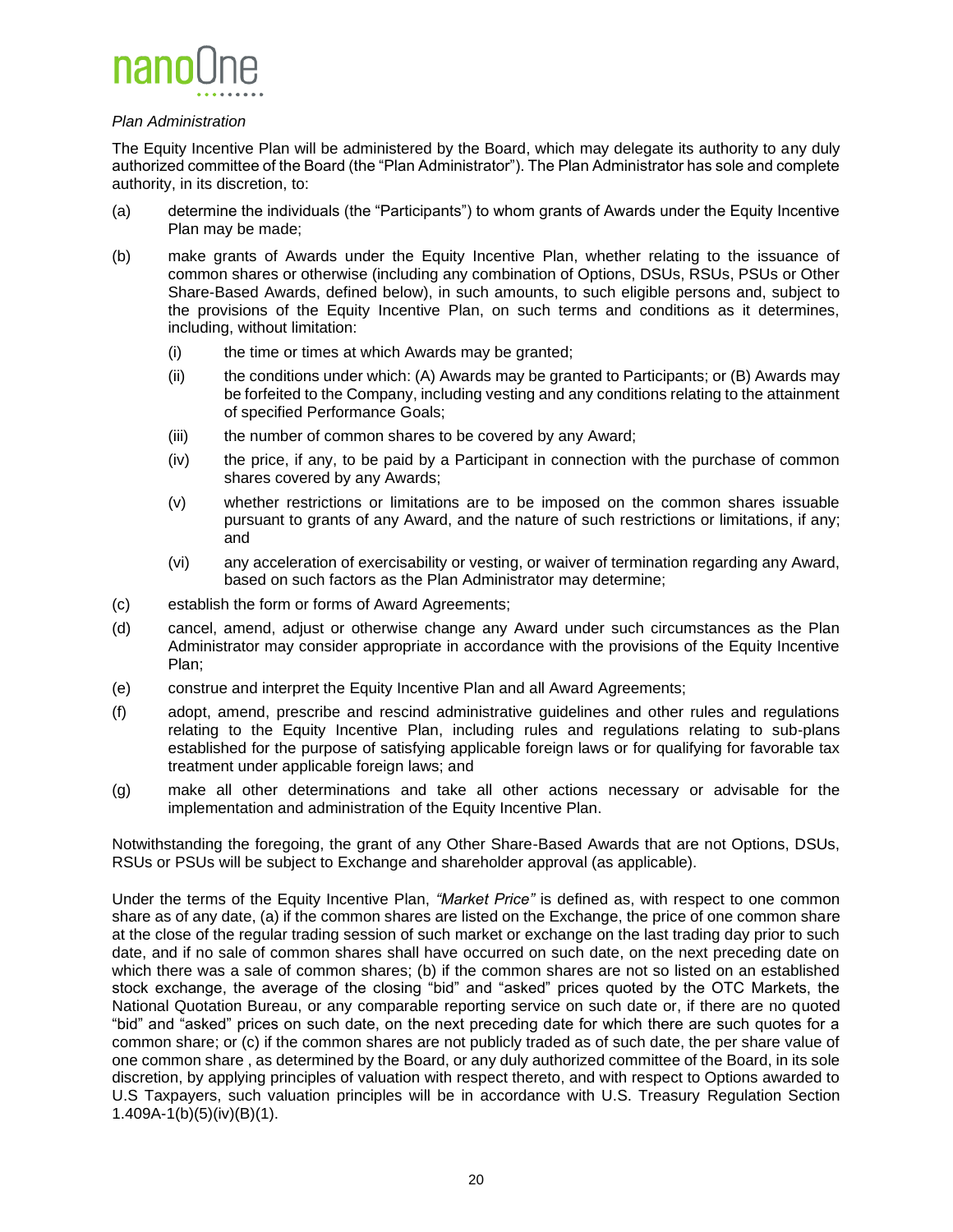*Plan Administration*

The Equity Incentive Plan will be administered by the Board, which may delegate its authority to any duly authorized committee of the Board (the "Plan Administrator"). The Plan Administrator has sole and complete authority, in its discretion, to:

(a) determine the individuals (the "Participants") to whom grants of Awards under the Equity Incentive Plan may be made;

(b) make grants of Awards under the Equity Incentive Plan, whether relating to the issuance of common shares or otherwise (including any combination of Options, DSUs, RSUs, PSUs or Other Share-Based Awards, defined below), in such amounts, to such eligible persons and, subject to the provisions of the Equity Incentive Plan, on such terms and conditions as it determines, including, without limitation:

    (i) the time or times at which Awards may be granted;

    (ii) the conditions under which: (A) Awards may be granted to Participants; or (B) Awards may be forfeited to the Company, including vesting and any conditions relating to the attainment of specified Performance Goals;

    (iii) the number of common shares to be covered by any Award;

    (iv) the price, if any, to be paid by a Participant in connection with the purchase of common shares covered by any Awards;

    (v) whether restrictions or limitations are to be imposed on the common shares issuable pursuant to grants of any Award, and the nature of such restrictions or limitations, if any; and

    (vi) any acceleration of exercisability or vesting, or waiver of termination regarding any Award, based on such factors as the Plan Administrator may determine;

(c) establish the form or forms of Award Agreements;

(d) cancel, amend, adjust or otherwise change any Award under such circumstances as the Plan Administrator may consider appropriate in accordance with the provisions of the Equity Incentive Plan;

(e) construe and interpret the Equity Incentive Plan and all Award Agreements;

(f) adopt, amend, prescribe and rescind administrative guidelines and other rules and regulations relating to the Equity Incentive Plan, including rules and regulations relating to sub-plans established for the purpose of satisfying applicable foreign laws or for qualifying for favorable tax treatment under applicable foreign laws; and

(g) make all other determinations and take all other actions necessary or advisable for the implementation and administration of the Equity Incentive Plan.

Notwithstanding the foregoing, the grant of any Other Share-Based Awards that are not Options, DSUs, RSUs or PSUs will be subject to Exchange and shareholder approval (as applicable).

Under the terms of the Equity Incentive Plan, *"Market Price"* is defined as, with respect to one common share as of any date, (a) if the common shares are listed on the Exchange, the price of one common share at the close of the regular trading session of such market or exchange on the last trading day prior to such date, and if no sale of common shares shall have occurred on such date, on the next preceding date on which there was a sale of common shares; (b) if the common shares are not so listed on an established stock exchange, the average of the closing "bid" and "asked" prices quoted by the OTC Markets, the National Quotation Bureau, or any comparable reporting service on such date or, if there are no quoted "bid" and "asked" prices on such date, on the next preceding date for which there are such quotes for a common share; or (c) if the common shares are not publicly traded as of such date, the per share value of one common share , as determined by the Board, or any duly authorized committee of the Board, in its sole discretion, by applying principles of valuation with respect thereto, and with respect to Options awarded to U.S Taxpayers, such valuation principles will be in accordance with U.S. Treasury Regulation Section 1.409A-1(b)(5)(iv)(B)(1).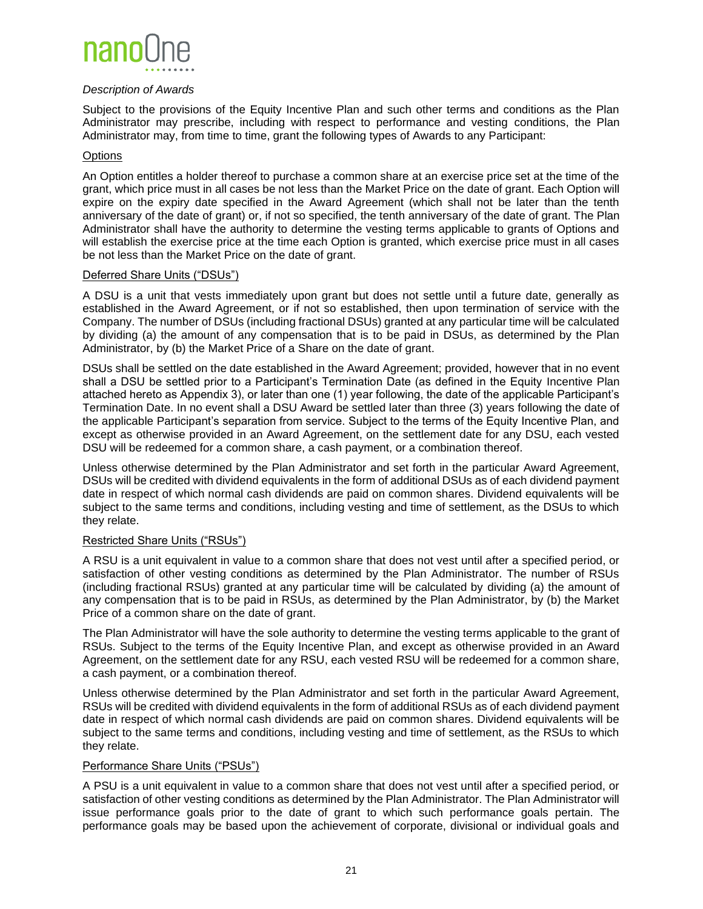*Description of Awards*

Subject to the provisions of the Equity Incentive Plan and such other terms and conditions as the Plan Administrator may prescribe, including with respect to performance and vesting conditions, the Plan Administrator may, from time to time, grant the following types of Awards to any Participant:

<u>Options</u>

An Option entitles a holder thereof to purchase a common share at an exercise price set at the time of the grant, which price must in all cases be not less than the Market Price on the date of grant. Each Option will expire on the expiry date specified in the Award Agreement (which shall not be later than the tenth anniversary of the date of grant) or, if not so specified, the tenth anniversary of the date of grant. The Plan Administrator shall have the authority to determine the vesting terms applicable to grants of Options and will establish the exercise price at the time each Option is granted, which exercise price must in all cases be not less than the Market Price on the date of grant.

<u>Deferred Share Units ("DSUs")</u>

A DSU is a unit that vests immediately upon grant but does not settle until a future date, generally as established in the Award Agreement, or if not so established, then upon termination of service with the Company. The number of DSUs (including fractional DSUs) granted at any particular time will be calculated by dividing (a) the amount of any compensation that is to be paid in DSUs, as determined by the Plan Administrator, by (b) the Market Price of a Share on the date of grant.

DSUs shall be settled on the date established in the Award Agreement; provided, however that in no event shall a DSU be settled prior to a Participant's Termination Date (as defined in the Equity Incentive Plan attached hereto as Appendix 3), or later than one (1) year following, the date of the applicable Participant's Termination Date. In no event shall a DSU Award be settled later than three (3) years following the date of the applicable Participant's separation from service. Subject to the terms of the Equity Incentive Plan, and except as otherwise provided in an Award Agreement, on the settlement date for any DSU, each vested DSU will be redeemed for a common share, a cash payment, or a combination thereof.

Unless otherwise determined by the Plan Administrator and set forth in the particular Award Agreement, DSUs will be credited with dividend equivalents in the form of additional DSUs as of each dividend payment date in respect of which normal cash dividends are paid on common shares. Dividend equivalents will be subject to the same terms and conditions, including vesting and time of settlement, as the DSUs to which they relate.

<u>Restricted Share Units ("RSUs")</u>

A RSU is a unit equivalent in value to a common share that does not vest until after a specified period, or satisfaction of other vesting conditions as determined by the Plan Administrator. The number of RSUs (including fractional RSUs) granted at any particular time will be calculated by dividing (a) the amount of any compensation that is to be paid in RSUs, as determined by the Plan Administrator, by (b) the Market Price of a common share on the date of grant.

The Plan Administrator will have the sole authority to determine the vesting terms applicable to the grant of RSUs. Subject to the terms of the Equity Incentive Plan, and except as otherwise provided in an Award Agreement, on the settlement date for any RSU, each vested RSU will be redeemed for a common share, a cash payment, or a combination thereof.

Unless otherwise determined by the Plan Administrator and set forth in the particular Award Agreement, RSUs will be credited with dividend equivalents in the form of additional RSUs as of each dividend payment date in respect of which normal cash dividends are paid on common shares. Dividend equivalents will be subject to the same terms and conditions, including vesting and time of settlement, as the RSUs to which they relate.

<u>Performance Share Units ("PSUs")</u>

A PSU is a unit equivalent in value to a common share that does not vest until after a specified period, or satisfaction of other vesting conditions as determined by the Plan Administrator. The Plan Administrator will issue performance goals prior to the date of grant to which such performance goals pertain. The performance goals may be based upon the achievement of corporate, divisional or individual goals and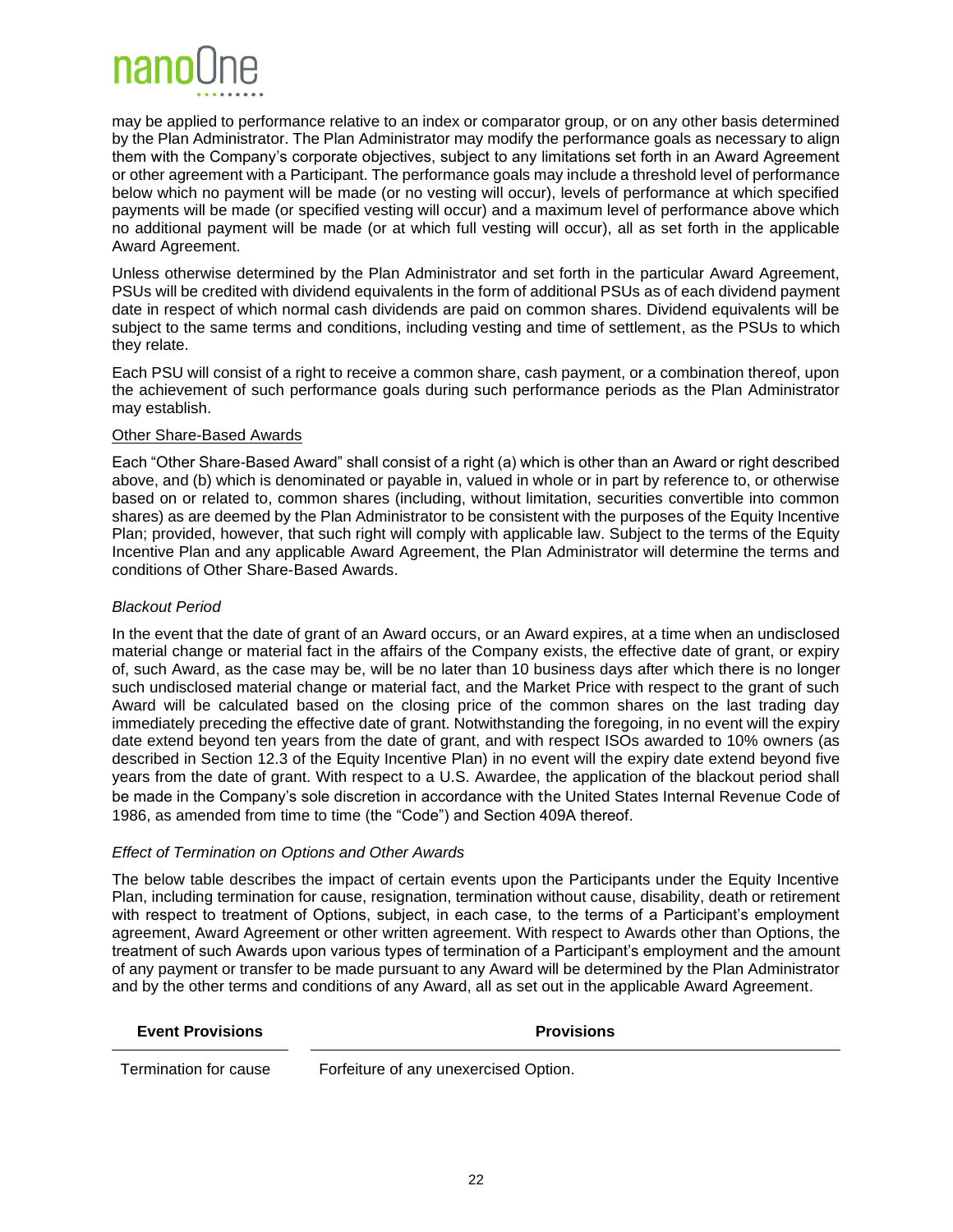may be applied to performance relative to an index or comparator group, or on any other basis determined by the Plan Administrator. The Plan Administrator may modify the performance goals as necessary to align them with the Company's corporate objectives, subject to any limitations set forth in an Award Agreement or other agreement with a Participant. The performance goals may include a threshold level of performance below which no payment will be made (or no vesting will occur), levels of performance at which specified payments will be made (or specified vesting will occur) and a maximum level of performance above which no additional payment will be made (or at which full vesting will occur), all as set forth in the applicable Award Agreement.

Unless otherwise determined by the Plan Administrator and set forth in the particular Award Agreement, PSUs will be credited with dividend equivalents in the form of additional PSUs as of each dividend payment date in respect of which normal cash dividends are paid on common shares. Dividend equivalents will be subject to the same terms and conditions, including vesting and time of settlement, as the PSUs to which they relate.

Each PSU will consist of a right to receive a common share, cash payment, or a combination thereof, upon the achievement of such performance goals during such performance periods as the Plan Administrator may establish.

Other Share-Based Awards

Each "Other Share-Based Award" shall consist of a right (a) which is other than an Award or right described above, and (b) which is denominated or payable in, valued in whole or in part by reference to, or otherwise based on or related to, common shares (including, without limitation, securities convertible into common shares) as are deemed by the Plan Administrator to be consistent with the purposes of the Equity Incentive Plan; provided, however, that such right will comply with applicable law. Subject to the terms of the Equity Incentive Plan and any applicable Award Agreement, the Plan Administrator will determine the terms and conditions of Other Share-Based Awards.

*Blackout Period*

In the event that the date of grant of an Award occurs, or an Award expires, at a time when an undisclosed material change or material fact in the affairs of the Company exists, the effective date of grant, or expiry of, such Award, as the case may be, will be no later than 10 business days after which there is no longer such undisclosed material change or material fact, and the Market Price with respect to the grant of such Award will be calculated based on the closing price of the common shares on the last trading day immediately preceding the effective date of grant. Notwithstanding the foregoing, in no event will the expiry date extend beyond ten years from the date of grant, and with respect ISOs awarded to 10% owners (as described in Section 12.3 of the Equity Incentive Plan) in no event will the expiry date extend beyond five years from the date of grant. With respect to a U.S. Awardee, the application of the blackout period shall be made in the Company's sole discretion in accordance with the United States Internal Revenue Code of 1986, as amended from time to time (the "Code") and Section 409A thereof.

*Effect of Termination on Options and Other Awards*

The below table describes the impact of certain events upon the Participants under the Equity Incentive Plan, including termination for cause, resignation, termination without cause, disability, death or retirement with respect to treatment of Options, subject, in each case, to the terms of a Participant's employment agreement, Award Agreement or other written agreement. With respect to Awards other than Options, the treatment of such Awards upon various types of termination of a Participant's employment and the amount of any payment or transfer to be made pursuant to any Award will be determined by the Plan Administrator and by the other terms and conditions of any Award, all as set out in the applicable Award Agreement.

| Event Provisions | Provisions |
|---|---|
| Termination for cause | Forfeiture of any unexercised Option. |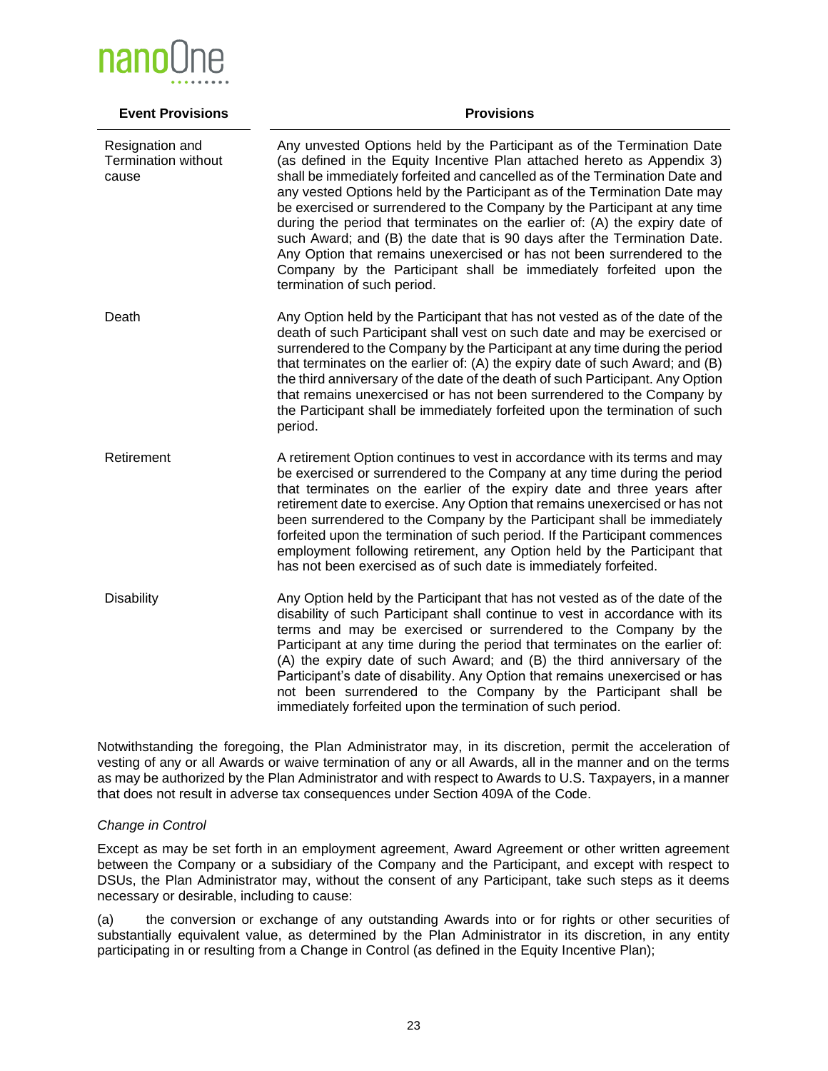| Event Provisions | Provisions |
|---|---|
| Resignation and Termination without cause | Any unvested Options held by the Participant as of the Termination Date (as defined in the Equity Incentive Plan attached hereto as Appendix 3) shall be immediately forfeited and cancelled as of the Termination Date and any vested Options held by the Participant as of the Termination Date may be exercised or surrendered to the Company by the Participant at any time during the period that terminates on the earlier of: (A) the expiry date of such Award; and (B) the date that is 90 days after the Termination Date. Any Option that remains unexercised or has not been surrendered to the Company by the Participant shall be immediately forfeited upon the termination of such period. |
| Death | Any Option held by the Participant that has not vested as of the date of the death of such Participant shall vest on such date and may be exercised or surrendered to the Company by the Participant at any time during the period that terminates on the earlier of: (A) the expiry date of such Award; and (B) the third anniversary of the date of the death of such Participant. Any Option that remains unexercised or has not been surrendered to the Company by the Participant shall be immediately forfeited upon the termination of such period. |
| Retirement | A retirement Option continues to vest in accordance with its terms and may be exercised or surrendered to the Company at any time during the period that terminates on the earlier of the expiry date and three years after retirement date to exercise. Any Option that remains unexercised or has not been surrendered to the Company by the Participant shall be immediately forfeited upon the termination of such period. If the Participant commences employment following retirement, any Option held by the Participant that has not been exercised as of such date is immediately forfeited. |
| Disability | Any Option held by the Participant that has not vested as of the date of the disability of such Participant shall continue to vest in accordance with its terms and may be exercised or surrendered to the Company by the Participant at any time during the period that terminates on the earlier of: (A) the expiry date of such Award; and (B) the third anniversary of the Participant's date of disability. Any Option that remains unexercised or has not been surrendered to the Company by the Participant shall be immediately forfeited upon the termination of such period. |

Notwithstanding the foregoing, the Plan Administrator may, in its discretion, permit the acceleration of vesting of any or all Awards or waive termination of any or all Awards, all in the manner and on the terms as may be authorized by the Plan Administrator and with respect to Awards to U.S. Taxpayers, in a manner that does not result in adverse tax consequences under Section 409A of the Code.

*Change in Control*

Except as may be set forth in an employment agreement, Award Agreement or other written agreement between the Company or a subsidiary of the Company and the Participant, and except with respect to DSUs, the Plan Administrator may, without the consent of any Participant, take such steps as it deems necessary or desirable, including to cause:

(a) the conversion or exchange of any outstanding Awards into or for rights or other securities of substantially equivalent value, as determined by the Plan Administrator in its discretion, in any entity participating in or resulting from a Change in Control (as defined in the Equity Incentive Plan);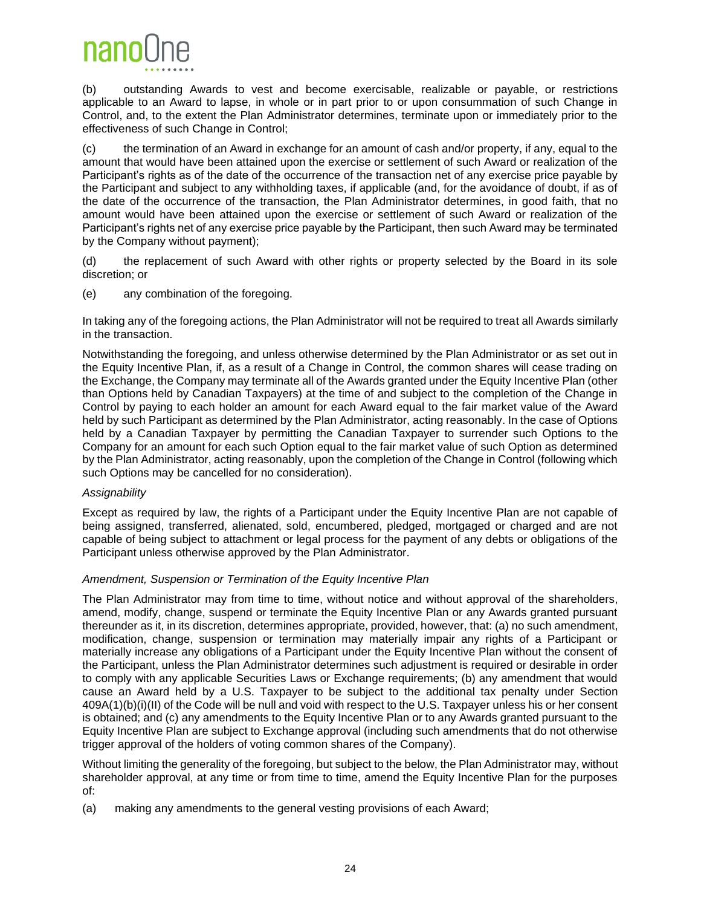(b) outstanding Awards to vest and become exercisable, realizable or payable, or restrictions applicable to an Award to lapse, in whole or in part prior to or upon consummation of such Change in Control, and, to the extent the Plan Administrator determines, terminate upon or immediately prior to the effectiveness of such Change in Control;

(c) the termination of an Award in exchange for an amount of cash and/or property, if any, equal to the amount that would have been attained upon the exercise or settlement of such Award or realization of the Participant's rights as of the date of the occurrence of the transaction net of any exercise price payable by the Participant and subject to any withholding taxes, if applicable (and, for the avoidance of doubt, if as of the date of the occurrence of the transaction, the Plan Administrator determines, in good faith, that no amount would have been attained upon the exercise or settlement of such Award or realization of the Participant's rights net of any exercise price payable by the Participant, then such Award may be terminated by the Company without payment);

(d) the replacement of such Award with other rights or property selected by the Board in its sole discretion; or

(e) any combination of the foregoing.

In taking any of the foregoing actions, the Plan Administrator will not be required to treat all Awards similarly in the transaction.

Notwithstanding the foregoing, and unless otherwise determined by the Plan Administrator or as set out in the Equity Incentive Plan, if, as a result of a Change in Control, the common shares will cease trading on the Exchange, the Company may terminate all of the Awards granted under the Equity Incentive Plan (other than Options held by Canadian Taxpayers) at the time of and subject to the completion of the Change in Control by paying to each holder an amount for each Award equal to the fair market value of the Award held by such Participant as determined by the Plan Administrator, acting reasonably. In the case of Options held by a Canadian Taxpayer by permitting the Canadian Taxpayer to surrender such Options to the Company for an amount for each such Option equal to the fair market value of such Option as determined by the Plan Administrator, acting reasonably, upon the completion of the Change in Control (following which such Options may be cancelled for no consideration).

*Assignability*

Except as required by law, the rights of a Participant under the Equity Incentive Plan are not capable of being assigned, transferred, alienated, sold, encumbered, pledged, mortgaged or charged and are not capable of being subject to attachment or legal process for the payment of any debts or obligations of the Participant unless otherwise approved by the Plan Administrator.

*Amendment, Suspension or Termination of the Equity Incentive Plan*

The Plan Administrator may from time to time, without notice and without approval of the shareholders, amend, modify, change, suspend or terminate the Equity Incentive Plan or any Awards granted pursuant thereunder as it, in its discretion, determines appropriate, provided, however, that: (a) no such amendment, modification, change, suspension or termination may materially impair any rights of a Participant or materially increase any obligations of a Participant under the Equity Incentive Plan without the consent of the Participant, unless the Plan Administrator determines such adjustment is required or desirable in order to comply with any applicable Securities Laws or Exchange requirements; (b) any amendment that would cause an Award held by a U.S. Taxpayer to be subject to the additional tax penalty under Section 409A(1)(b)(i)(II) of the Code will be null and void with respect to the U.S. Taxpayer unless his or her consent is obtained; and (c) any amendments to the Equity Incentive Plan or to any Awards granted pursuant to the Equity Incentive Plan are subject to Exchange approval (including such amendments that do not otherwise trigger approval of the holders of voting common shares of the Company).

Without limiting the generality of the foregoing, but subject to the below, the Plan Administrator may, without shareholder approval, at any time or from time to time, amend the Equity Incentive Plan for the purposes of:

(a) making any amendments to the general vesting provisions of each Award;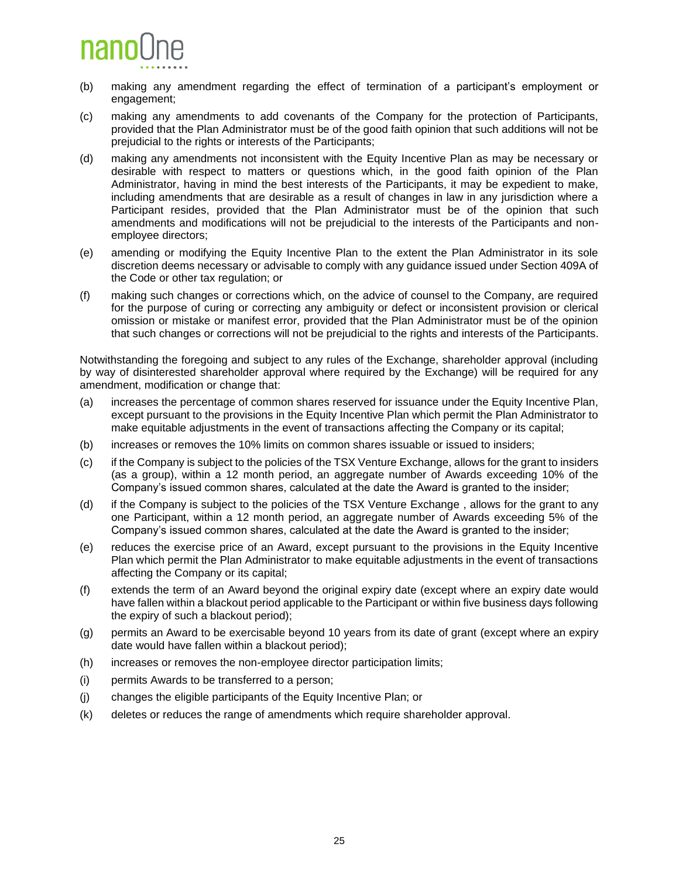(b) making any amendment regarding the effect of termination of a participant's employment or engagement;

(c) making any amendments to add covenants of the Company for the protection of Participants, provided that the Plan Administrator must be of the good faith opinion that such additions will not be prejudicial to the rights or interests of the Participants;

(d) making any amendments not inconsistent with the Equity Incentive Plan as may be necessary or desirable with respect to matters or questions which, in the good faith opinion of the Plan Administrator, having in mind the best interests of the Participants, it may be expedient to make, including amendments that are desirable as a result of changes in law in any jurisdiction where a Participant resides, provided that the Plan Administrator must be of the opinion that such amendments and modifications will not be prejudicial to the interests of the Participants and non-employee directors;

(e) amending or modifying the Equity Incentive Plan to the extent the Plan Administrator in its sole discretion deems necessary or advisable to comply with any guidance issued under Section 409A of the Code or other tax regulation; or

(f) making such changes or corrections which, on the advice of counsel to the Company, are required for the purpose of curing or correcting any ambiguity or defect or inconsistent provision or clerical omission or mistake or manifest error, provided that the Plan Administrator must be of the opinion that such changes or corrections will not be prejudicial to the rights and interests of the Participants.

Notwithstanding the foregoing and subject to any rules of the Exchange, shareholder approval (including by way of disinterested shareholder approval where required by the Exchange) will be required for any amendment, modification or change that:

(a) increases the percentage of common shares reserved for issuance under the Equity Incentive Plan, except pursuant to the provisions in the Equity Incentive Plan which permit the Plan Administrator to make equitable adjustments in the event of transactions affecting the Company or its capital;

(b) increases or removes the 10% limits on common shares issuable or issued to insiders;

(c) if the Company is subject to the policies of the TSX Venture Exchange, allows for the grant to insiders (as a group), within a 12 month period, an aggregate number of Awards exceeding 10% of the Company's issued common shares, calculated at the date the Award is granted to the insider;

(d) if the Company is subject to the policies of the TSX Venture Exchange , allows for the grant to any one Participant, within a 12 month period, an aggregate number of Awards exceeding 5% of the Company's issued common shares, calculated at the date the Award is granted to the insider;

(e) reduces the exercise price of an Award, except pursuant to the provisions in the Equity Incentive Plan which permit the Plan Administrator to make equitable adjustments in the event of transactions affecting the Company or its capital;

(f) extends the term of an Award beyond the original expiry date (except where an expiry date would have fallen within a blackout period applicable to the Participant or within five business days following the expiry of such a blackout period);

(g) permits an Award to be exercisable beyond 10 years from its date of grant (except where an expiry date would have fallen within a blackout period);

(h) increases or removes the non-employee director participation limits;

(i) permits Awards to be transferred to a person;

(j) changes the eligible participants of the Equity Incentive Plan; or

(k) deletes or reduces the range of amendments which require shareholder approval.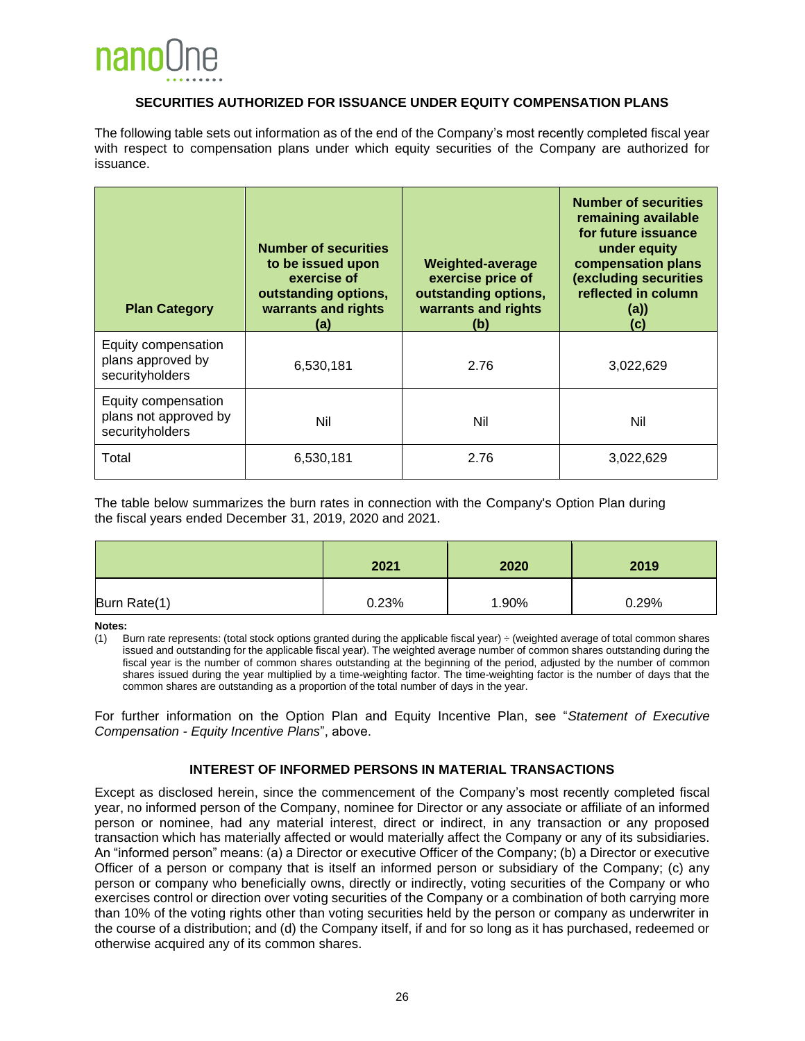## SECURITIES AUTHORIZED FOR ISSUANCE UNDER EQUITY COMPENSATION PLANS

The following table sets out information as of the end of the Company's most recently completed fiscal year with respect to compensation plans under which equity securities of the Company are authorized for issuance.

| Plan Category | Number of securities to be issued upon exercise of outstanding options, warrants and rights (a) | Weighted-average exercise price of outstanding options, warrants and rights (b) | Number of securities remaining available for future issuance under equity compensation plans (excluding securities reflected in column (a)) (c) |
|---|---|---|---|
| Equity compensation plans approved by securityholders | 6,530,181 | 2.76 | 3,022,629 |
| Equity compensation plans not approved by securityholders | Nil | Nil | Nil |
| Total | 6,530,181 | 2.76 | 3,022,629 |

The table below summarizes the burn rates in connection with the Company's Option Plan during the fiscal years ended December 31, 2019, 2020 and 2021.

| | 2021 | 2020 | 2019 |
|---|---|---|---|
| Burn Rate(1) | 0.23% | 1.90% | 0.29% |

**Notes:**

(1) Burn rate represents: (total stock options granted during the applicable fiscal year) ÷ (weighted average of total common shares issued and outstanding for the applicable fiscal year). The weighted average number of common shares outstanding during the fiscal year is the number of common shares outstanding at the beginning of the period, adjusted by the number of common shares issued during the year multiplied by a time-weighting factor. The time-weighting factor is the number of days that the common shares are outstanding as a proportion of the total number of days in the year.

For further information on the Option Plan and Equity Incentive Plan, see "*Statement of Executive Compensation - Equity Incentive Plans*", above.

## INTEREST OF INFORMED PERSONS IN MATERIAL TRANSACTIONS

Except as disclosed herein, since the commencement of the Company's most recently completed fiscal year, no informed person of the Company, nominee for Director or any associate or affiliate of an informed person or nominee, had any material interest, direct or indirect, in any transaction or any proposed transaction which has materially affected or would materially affect the Company or any of its subsidiaries. An "informed person" means: (a) a Director or executive Officer of the Company; (b) a Director or executive Officer of a person or company that is itself an informed person or subsidiary of the Company; (c) any person or company who beneficially owns, directly or indirectly, voting securities of the Company or who exercises control or direction over voting securities of the Company or a combination of both carrying more than 10% of the voting rights other than voting securities held by the person or company as underwriter in the course of a distribution; and (d) the Company itself, if and for so long as it has purchased, redeemed or otherwise acquired any of its common shares.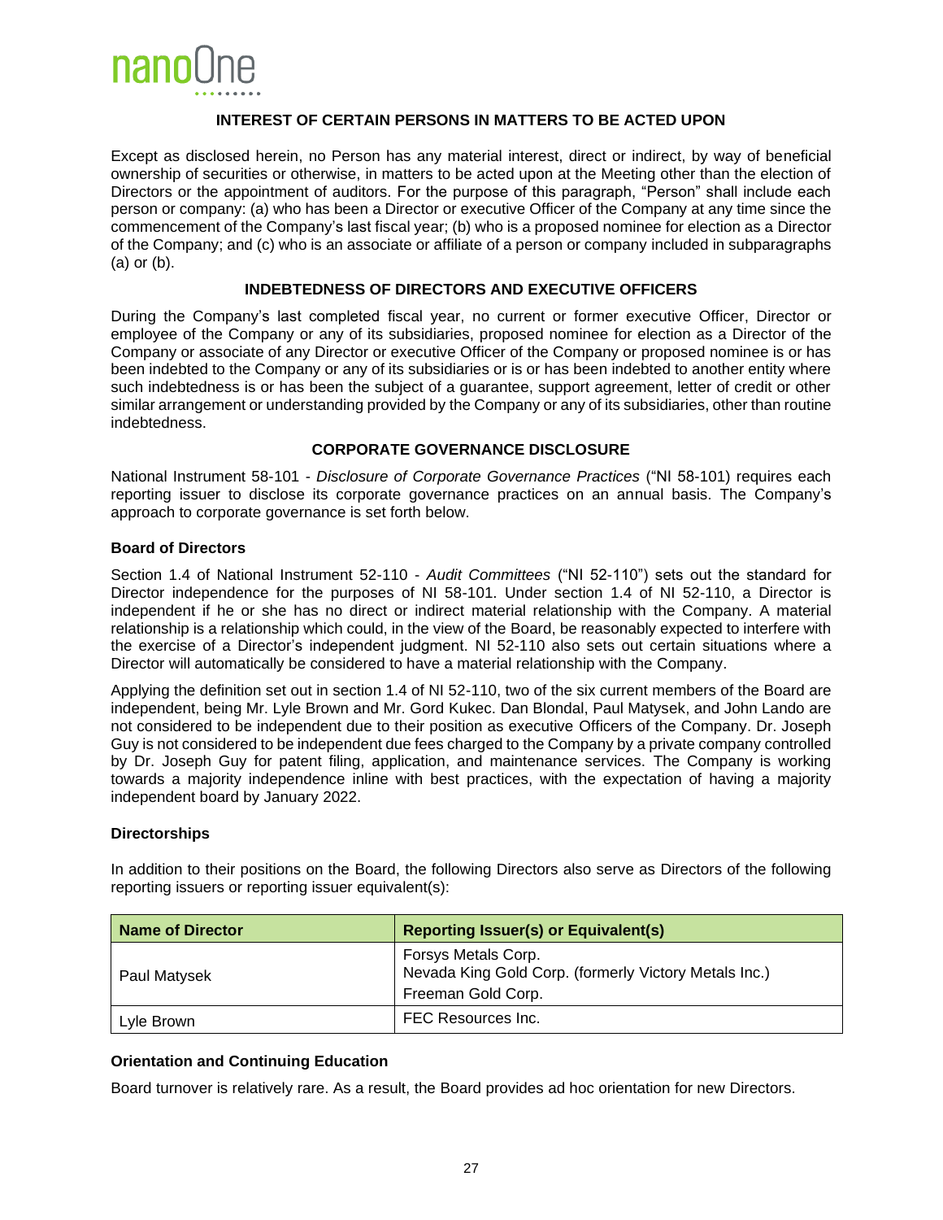## INTEREST OF CERTAIN PERSONS IN MATTERS TO BE ACTED UPON

Except as disclosed herein, no Person has any material interest, direct or indirect, by way of beneficial ownership of securities or otherwise, in matters to be acted upon at the Meeting other than the election of Directors or the appointment of auditors. For the purpose of this paragraph, "Person" shall include each person or company: (a) who has been a Director or executive Officer of the Company at any time since the commencement of the Company's last fiscal year; (b) who is a proposed nominee for election as a Director of the Company; and (c) who is an associate or affiliate of a person or company included in subparagraphs (a) or (b).

## INDEBTEDNESS OF DIRECTORS AND EXECUTIVE OFFICERS

During the Company's last completed fiscal year, no current or former executive Officer, Director or employee of the Company or any of its subsidiaries, proposed nominee for election as a Director of the Company or associate of any Director or executive Officer of the Company or proposed nominee is or has been indebted to the Company or any of its subsidiaries or is or has been indebted to another entity where such indebtedness is or has been the subject of a guarantee, support agreement, letter of credit or other similar arrangement or understanding provided by the Company or any of its subsidiaries, other than routine indebtedness.

## CORPORATE GOVERNANCE DISCLOSURE

National Instrument 58-101 - *Disclosure of Corporate Governance Practices* ("NI 58-101) requires each reporting issuer to disclose its corporate governance practices on an annual basis. The Company's approach to corporate governance is set forth below.

### Board of Directors

Section 1.4 of National Instrument 52-110 - *Audit Committees* ("NI 52-110") sets out the standard for Director independence for the purposes of NI 58-101. Under section 1.4 of NI 52-110, a Director is independent if he or she has no direct or indirect material relationship with the Company. A material relationship is a relationship which could, in the view of the Board, be reasonably expected to interfere with the exercise of a Director's independent judgment. NI 52-110 also sets out certain situations where a Director will automatically be considered to have a material relationship with the Company.

Applying the definition set out in section 1.4 of NI 52-110, two of the six current members of the Board are independent, being Mr. Lyle Brown and Mr. Gord Kukec. Dan Blondal, Paul Matysek, and John Lando are not considered to be independent due to their position as executive Officers of the Company. Dr. Joseph Guy is not considered to be independent due fees charged to the Company by a private company controlled by Dr. Joseph Guy for patent filing, application, and maintenance services. The Company is working towards a majority independence inline with best practices, with the expectation of having a majority independent board by January 2022.

### Directorships

In addition to their positions on the Board, the following Directors also serve as Directors of the following reporting issuers or reporting issuer equivalent(s):

| Name of Director | Reporting Issuer(s) or Equivalent(s) |
|---|---|
| Paul Matysek | Forsys Metals Corp.<br>Nevada King Gold Corp. (formerly Victory Metals Inc.)<br>Freeman Gold Corp. |
| Lyle Brown | FEC Resources Inc. |

### Orientation and Continuing Education

Board turnover is relatively rare. As a result, the Board provides ad hoc orientation for new Directors.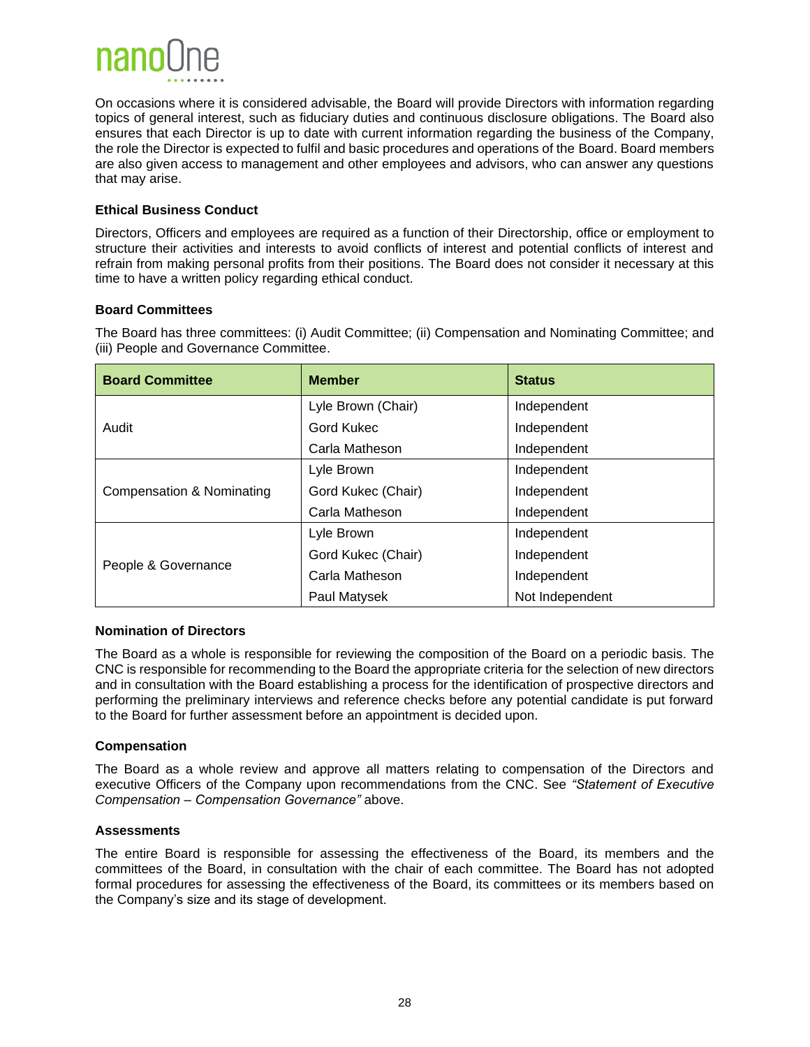On occasions where it is considered advisable, the Board will provide Directors with information regarding topics of general interest, such as fiduciary duties and continuous disclosure obligations. The Board also ensures that each Director is up to date with current information regarding the business of the Company, the role the Director is expected to fulfil and basic procedures and operations of the Board. Board members are also given access to management and other employees and advisors, who can answer any questions that may arise.

**Ethical Business Conduct**

Directors, Officers and employees are required as a function of their Directorship, office or employment to structure their activities and interests to avoid conflicts of interest and potential conflicts of interest and refrain from making personal profits from their positions. The Board does not consider it necessary at this time to have a written policy regarding ethical conduct.

**Board Committees**

The Board has three committees: (i) Audit Committee; (ii) Compensation and Nominating Committee; and (iii) People and Governance Committee.

| Board Committee | Member | Status |
|---|---|---|
| Audit | Lyle Brown (Chair) | Independent |
| | Gord Kukec | Independent |
| | Carla Matheson | Independent |
| Compensation & Nominating | Lyle Brown | Independent |
| | Gord Kukec (Chair) | Independent |
| | Carla Matheson | Independent |
| People & Governance | Lyle Brown | Independent |
| | Gord Kukec (Chair) | Independent |
| | Carla Matheson | Independent |
| | Paul Matysek | Not Independent |

**Nomination of Directors**

The Board as a whole is responsible for reviewing the composition of the Board on a periodic basis. The CNC is responsible for recommending to the Board the appropriate criteria for the selection of new directors and in consultation with the Board establishing a process for the identification of prospective directors and performing the preliminary interviews and reference checks before any potential candidate is put forward to the Board for further assessment before an appointment is decided upon.

**Compensation**

The Board as a whole review and approve all matters relating to compensation of the Directors and executive Officers of the Company upon recommendations from the CNC. See *"Statement of Executive Compensation – Compensation Governance"* above.

**Assessments**

The entire Board is responsible for assessing the effectiveness of the Board, its members and the committees of the Board, in consultation with the chair of each committee. The Board has not adopted formal procedures for assessing the effectiveness of the Board, its committees or its members based on the Company's size and its stage of development.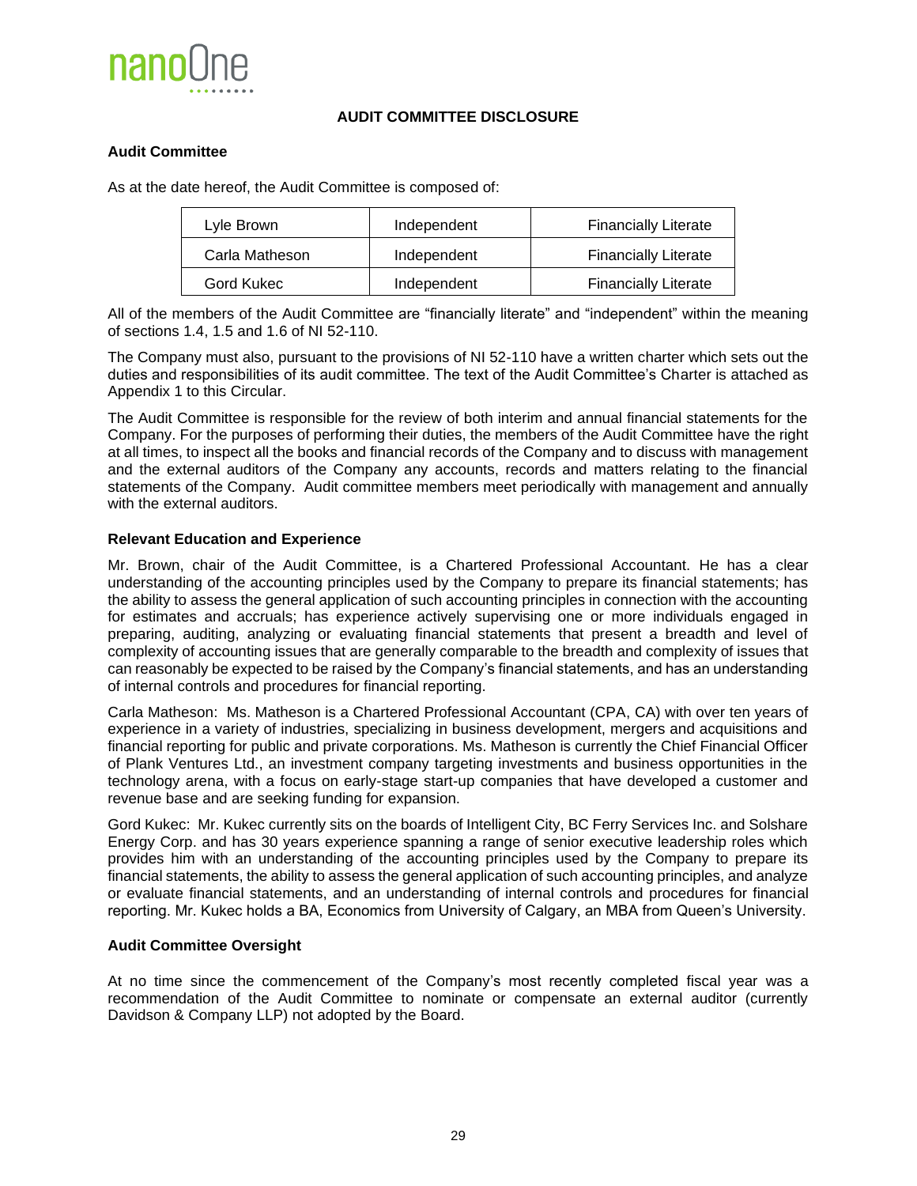## AUDIT COMMITTEE DISCLOSURE

### Audit Committee

As at the date hereof, the Audit Committee is composed of:

| Lyle Brown | Independent | Financially Literate |
|---|---|---|
| Carla Matheson | Independent | Financially Literate |
| Gord Kukec | Independent | Financially Literate |

All of the members of the Audit Committee are "financially literate" and "independent" within the meaning of sections 1.4, 1.5 and 1.6 of NI 52-110.

The Company must also, pursuant to the provisions of NI 52-110 have a written charter which sets out the duties and responsibilities of its audit committee. The text of the Audit Committee's Charter is attached as Appendix 1 to this Circular.

The Audit Committee is responsible for the review of both interim and annual financial statements for the Company. For the purposes of performing their duties, the members of the Audit Committee have the right at all times, to inspect all the books and financial records of the Company and to discuss with management and the external auditors of the Company any accounts, records and matters relating to the financial statements of the Company. Audit committee members meet periodically with management and annually with the external auditors.

### Relevant Education and Experience

Mr. Brown, chair of the Audit Committee, is a Chartered Professional Accountant. He has a clear understanding of the accounting principles used by the Company to prepare its financial statements; has the ability to assess the general application of such accounting principles in connection with the accounting for estimates and accruals; has experience actively supervising one or more individuals engaged in preparing, auditing, analyzing or evaluating financial statements that present a breadth and level of complexity of accounting issues that are generally comparable to the breadth and complexity of issues that can reasonably be expected to be raised by the Company's financial statements, and has an understanding of internal controls and procedures for financial reporting.

Carla Matheson: Ms. Matheson is a Chartered Professional Accountant (CPA, CA) with over ten years of experience in a variety of industries, specializing in business development, mergers and acquisitions and financial reporting for public and private corporations. Ms. Matheson is currently the Chief Financial Officer of Plank Ventures Ltd., an investment company targeting investments and business opportunities in the technology arena, with a focus on early-stage start-up companies that have developed a customer and revenue base and are seeking funding for expansion.

Gord Kukec: Mr. Kukec currently sits on the boards of Intelligent City, BC Ferry Services Inc. and Solshare Energy Corp. and has 30 years experience spanning a range of senior executive leadership roles which provides him with an understanding of the accounting principles used by the Company to prepare its financial statements, the ability to assess the general application of such accounting principles, and analyze or evaluate financial statements, and an understanding of internal controls and procedures for financial reporting. Mr. Kukec holds a BA, Economics from University of Calgary, an MBA from Queen's University.

### Audit Committee Oversight

At no time since the commencement of the Company's most recently completed fiscal year was a recommendation of the Audit Committee to nominate or compensate an external auditor (currently Davidson & Company LLP) not adopted by the Board.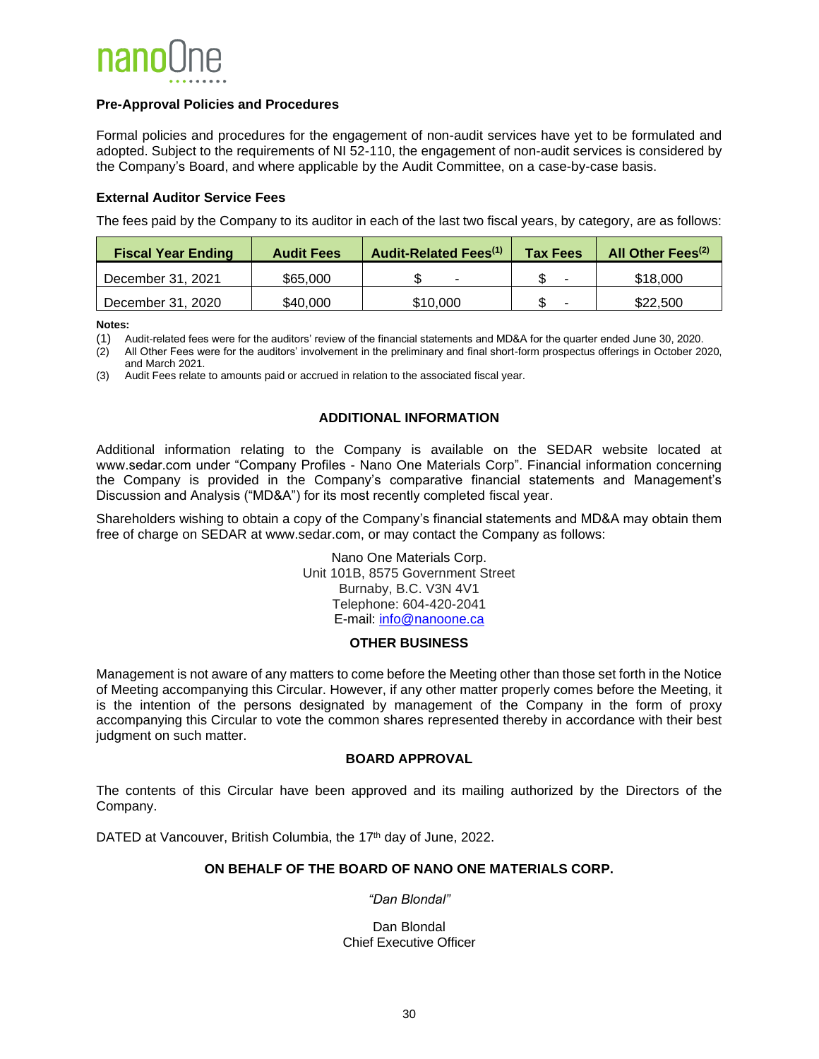**Pre-Approval Policies and Procedures**

Formal policies and procedures for the engagement of non-audit services have yet to be formulated and adopted. Subject to the requirements of NI 52-110, the engagement of non-audit services is considered by the Company's Board, and where applicable by the Audit Committee, on a case-by-case basis.

**External Auditor Service Fees**

The fees paid by the Company to its auditor in each of the last two fiscal years, by category, are as follows:

| Fiscal Year Ending | Audit Fees | Audit-Related Fees[(1)] | Tax Fees | All Other Fees[(2)] |
|---|---|---|---|---|
| December 31, 2021 | $65,000 | $ - | $ - | $18,000 |
| December 31, 2020 | $40,000 | $10,000 | $ - | $22,500 |

**Notes:**

(1) Audit-related fees were for the auditors' review of the financial statements and MD&A for the quarter ended June 30, 2020.
(2) All Other Fees were for the auditors' involvement in the preliminary and final short-form prospectus offerings in October 2020, and March 2021.
(3) Audit Fees relate to amounts paid or accrued in relation to the associated fiscal year.

## ADDITIONAL INFORMATION

Additional information relating to the Company is available on the SEDAR website located at www.sedar.com under "Company Profiles - Nano One Materials Corp". Financial information concerning the Company is provided in the Company's comparative financial statements and Management's Discussion and Analysis ("MD&A") for its most recently completed fiscal year.

Shareholders wishing to obtain a copy of the Company's financial statements and MD&A may obtain them free of charge on SEDAR at www.sedar.com, or may contact the Company as follows:

Nano One Materials Corp.
Unit 101B, 8575 Government Street
Burnaby, B.C. V3N 4V1
Telephone: 604-420-2041
E-mail: info@nanoone.ca

## OTHER BUSINESS

Management is not aware of any matters to come before the Meeting other than those set forth in the Notice of Meeting accompanying this Circular. However, if any other matter properly comes before the Meeting, it is the intention of the persons designated by management of the Company in the form of proxy accompanying this Circular to vote the common shares represented thereby in accordance with their best judgment on such matter.

## BOARD APPROVAL

The contents of this Circular have been approved and its mailing authorized by the Directors of the Company.

DATED at Vancouver, British Columbia, the 17th day of June, 2022.

**ON BEHALF OF THE BOARD OF NANO ONE MATERIALS CORP.**

*"Dan Blondal"*

Dan Blondal
Chief Executive Officer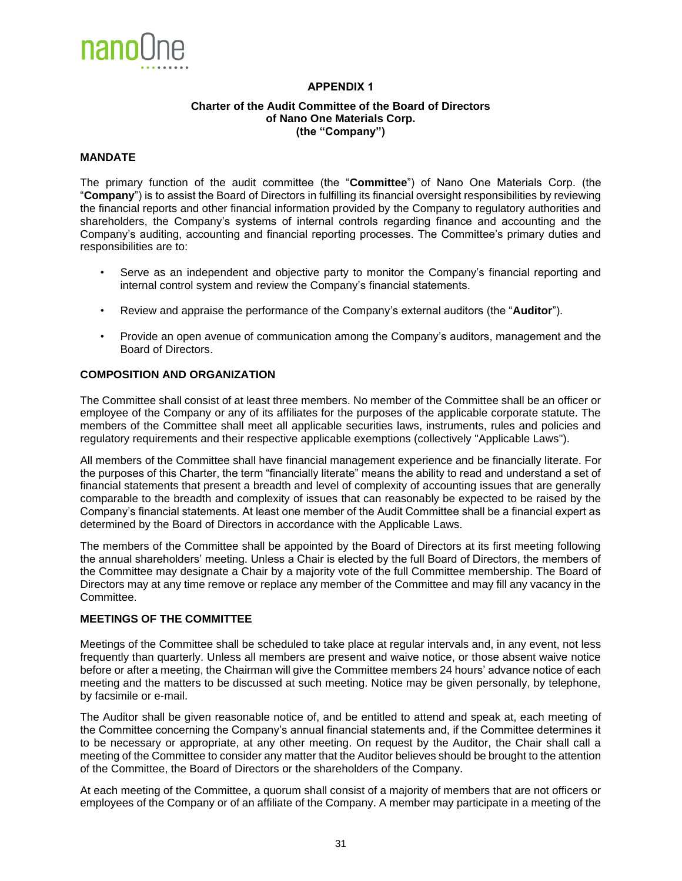# APPENDIX 1

## Charter of the Audit Committee of the Board of Directors of Nano One Materials Corp. (the "Company")

### MANDATE

The primary function of the audit committee (the "**Committee**") of Nano One Materials Corp. (the "**Company**") is to assist the Board of Directors in fulfilling its financial oversight responsibilities by reviewing the financial reports and other financial information provided by the Company to regulatory authorities and shareholders, the Company's systems of internal controls regarding finance and accounting and the Company's auditing, accounting and financial reporting processes. The Committee's primary duties and responsibilities are to:

- Serve as an independent and objective party to monitor the Company's financial reporting and internal control system and review the Company's financial statements.
- Review and appraise the performance of the Company's external auditors (the "**Auditor**").
- Provide an open avenue of communication among the Company's auditors, management and the Board of Directors.

### COMPOSITION AND ORGANIZATION

The Committee shall consist of at least three members. No member of the Committee shall be an officer or employee of the Company or any of its affiliates for the purposes of the applicable corporate statute. The members of the Committee shall meet all applicable securities laws, instruments, rules and policies and regulatory requirements and their respective applicable exemptions (collectively "Applicable Laws").

All members of the Committee shall have financial management experience and be financially literate. For the purposes of this Charter, the term "financially literate" means the ability to read and understand a set of financial statements that present a breadth and level of complexity of accounting issues that are generally comparable to the breadth and complexity of issues that can reasonably be expected to be raised by the Company's financial statements. At least one member of the Audit Committee shall be a financial expert as determined by the Board of Directors in accordance with the Applicable Laws.

The members of the Committee shall be appointed by the Board of Directors at its first meeting following the annual shareholders' meeting. Unless a Chair is elected by the full Board of Directors, the members of the Committee may designate a Chair by a majority vote of the full Committee membership. The Board of Directors may at any time remove or replace any member of the Committee and may fill any vacancy in the Committee.

### MEETINGS OF THE COMMITTEE

Meetings of the Committee shall be scheduled to take place at regular intervals and, in any event, not less frequently than quarterly. Unless all members are present and waive notice, or those absent waive notice before or after a meeting, the Chairman will give the Committee members 24 hours' advance notice of each meeting and the matters to be discussed at such meeting. Notice may be given personally, by telephone, by facsimile or e-mail.

The Auditor shall be given reasonable notice of, and be entitled to attend and speak at, each meeting of the Committee concerning the Company's annual financial statements and, if the Committee determines it to be necessary or appropriate, at any other meeting. On request by the Auditor, the Chair shall call a meeting of the Committee to consider any matter that the Auditor believes should be brought to the attention of the Committee, the Board of Directors or the shareholders of the Company.

At each meeting of the Committee, a quorum shall consist of a majority of members that are not officers or employees of the Company or of an affiliate of the Company. A member may participate in a meeting of the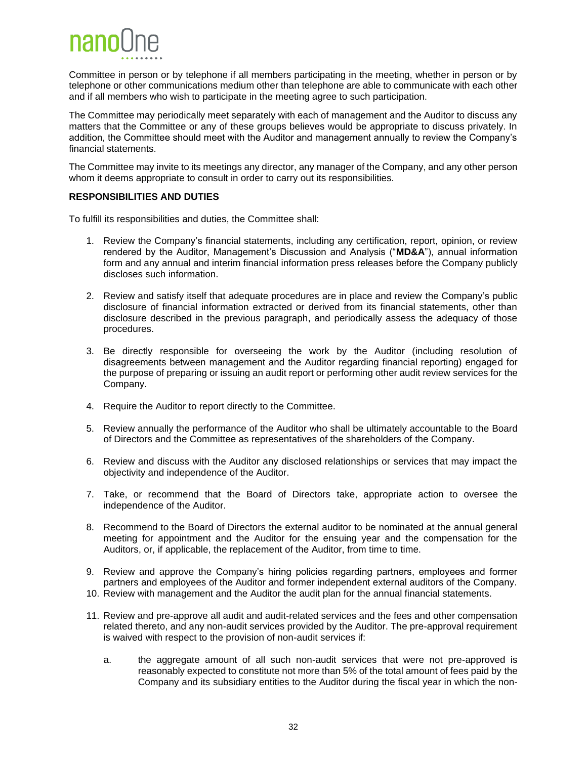Committee in person or by telephone if all members participating in the meeting, whether in person or by telephone or other communications medium other than telephone are able to communicate with each other and if all members who wish to participate in the meeting agree to such participation.

The Committee may periodically meet separately with each of management and the Auditor to discuss any matters that the Committee or any of these groups believes would be appropriate to discuss privately. In addition, the Committee should meet with the Auditor and management annually to review the Company's financial statements.

The Committee may invite to its meetings any director, any manager of the Company, and any other person whom it deems appropriate to consult in order to carry out its responsibilities.

**RESPONSIBILITIES AND DUTIES**

To fulfill its responsibilities and duties, the Committee shall:

1. Review the Company's financial statements, including any certification, report, opinion, or review rendered by the Auditor, Management's Discussion and Analysis ("**MD&A**"), annual information form and any annual and interim financial information press releases before the Company publicly discloses such information.

2. Review and satisfy itself that adequate procedures are in place and review the Company's public disclosure of financial information extracted or derived from its financial statements, other than disclosure described in the previous paragraph, and periodically assess the adequacy of those procedures.

3. Be directly responsible for overseeing the work by the Auditor (including resolution of disagreements between management and the Auditor regarding financial reporting) engaged for the purpose of preparing or issuing an audit report or performing other audit review services for the Company.

4. Require the Auditor to report directly to the Committee.

5. Review annually the performance of the Auditor who shall be ultimately accountable to the Board of Directors and the Committee as representatives of the shareholders of the Company.

6. Review and discuss with the Auditor any disclosed relationships or services that may impact the objectivity and independence of the Auditor.

7. Take, or recommend that the Board of Directors take, appropriate action to oversee the independence of the Auditor.

8. Recommend to the Board of Directors the external auditor to be nominated at the annual general meeting for appointment and the Auditor for the ensuing year and the compensation for the Auditors, or, if applicable, the replacement of the Auditor, from time to time.

9. Review and approve the Company's hiring policies regarding partners, employees and former partners and employees of the Auditor and former independent external auditors of the Company.
10. Review with management and the Auditor the audit plan for the annual financial statements.

11. Review and pre-approve all audit and audit-related services and the fees and other compensation related thereto, and any non-audit services provided by the Auditor. The pre-approval requirement is waived with respect to the provision of non-audit services if:

    a. the aggregate amount of all such non-audit services that were not pre-approved is reasonably expected to constitute not more than 5% of the total amount of fees paid by the Company and its subsidiary entities to the Auditor during the fiscal year in which the non-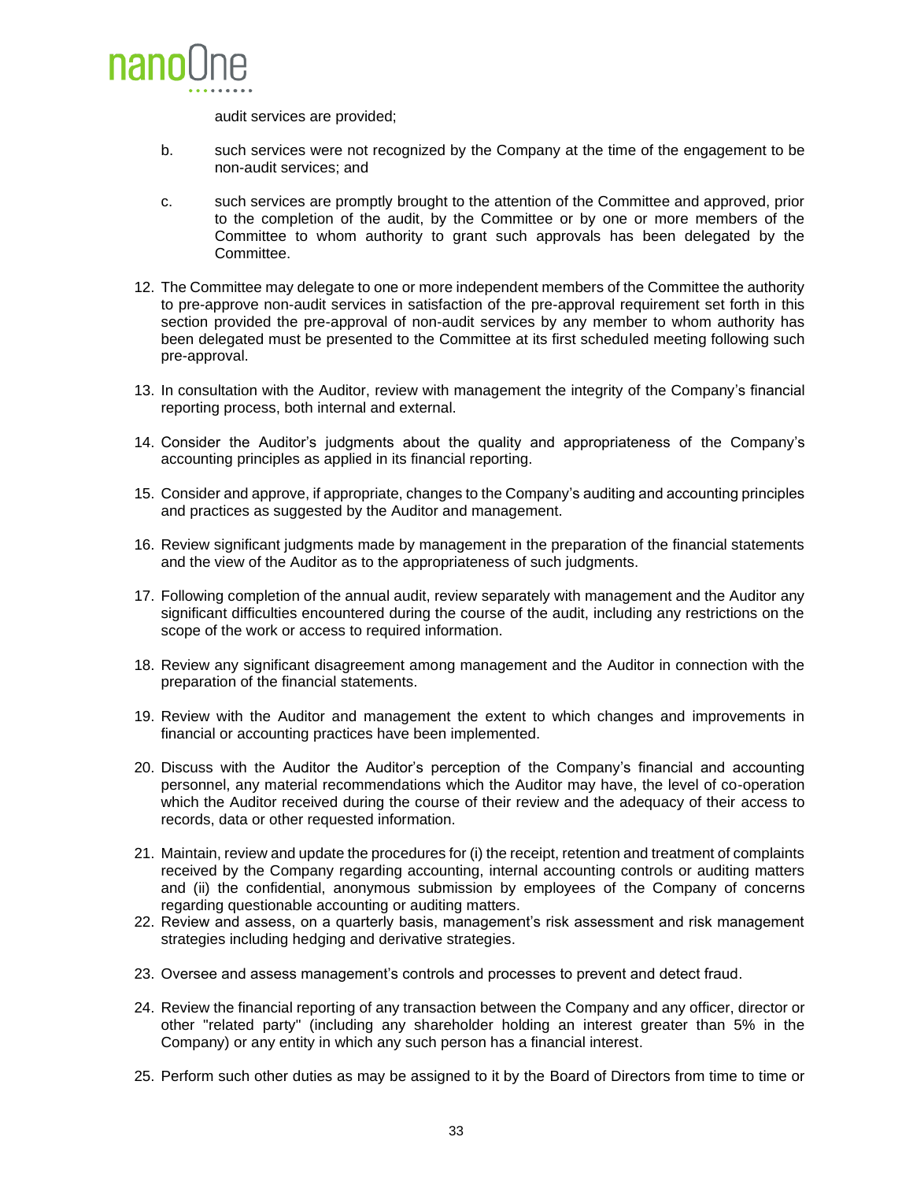audit services are provided;

b. such services were not recognized by the Company at the time of the engagement to be non-audit services; and

c. such services are promptly brought to the attention of the Committee and approved, prior to the completion of the audit, by the Committee or by one or more members of the Committee to whom authority to grant such approvals has been delegated by the Committee.

12. The Committee may delegate to one or more independent members of the Committee the authority to pre-approve non-audit services in satisfaction of the pre-approval requirement set forth in this section provided the pre-approval of non-audit services by any member to whom authority has been delegated must be presented to the Committee at its first scheduled meeting following such pre-approval.

13. In consultation with the Auditor, review with management the integrity of the Company's financial reporting process, both internal and external.

14. Consider the Auditor's judgments about the quality and appropriateness of the Company's accounting principles as applied in its financial reporting.

15. Consider and approve, if appropriate, changes to the Company's auditing and accounting principles and practices as suggested by the Auditor and management.

16. Review significant judgments made by management in the preparation of the financial statements and the view of the Auditor as to the appropriateness of such judgments.

17. Following completion of the annual audit, review separately with management and the Auditor any significant difficulties encountered during the course of the audit, including any restrictions on the scope of the work or access to required information.

18. Review any significant disagreement among management and the Auditor in connection with the preparation of the financial statements.

19. Review with the Auditor and management the extent to which changes and improvements in financial or accounting practices have been implemented.

20. Discuss with the Auditor the Auditor's perception of the Company's financial and accounting personnel, any material recommendations which the Auditor may have, the level of co-operation which the Auditor received during the course of their review and the adequacy of their access to records, data or other requested information.

21. Maintain, review and update the procedures for (i) the receipt, retention and treatment of complaints received by the Company regarding accounting, internal accounting controls or auditing matters and (ii) the confidential, anonymous submission by employees of the Company of concerns regarding questionable accounting or auditing matters.

22. Review and assess, on a quarterly basis, management's risk assessment and risk management strategies including hedging and derivative strategies.

23. Oversee and assess management's controls and processes to prevent and detect fraud.

24. Review the financial reporting of any transaction between the Company and any officer, director or other "related party" (including any shareholder holding an interest greater than 5% in the Company) or any entity in which any such person has a financial interest.

25. Perform such other duties as may be assigned to it by the Board of Directors from time to time or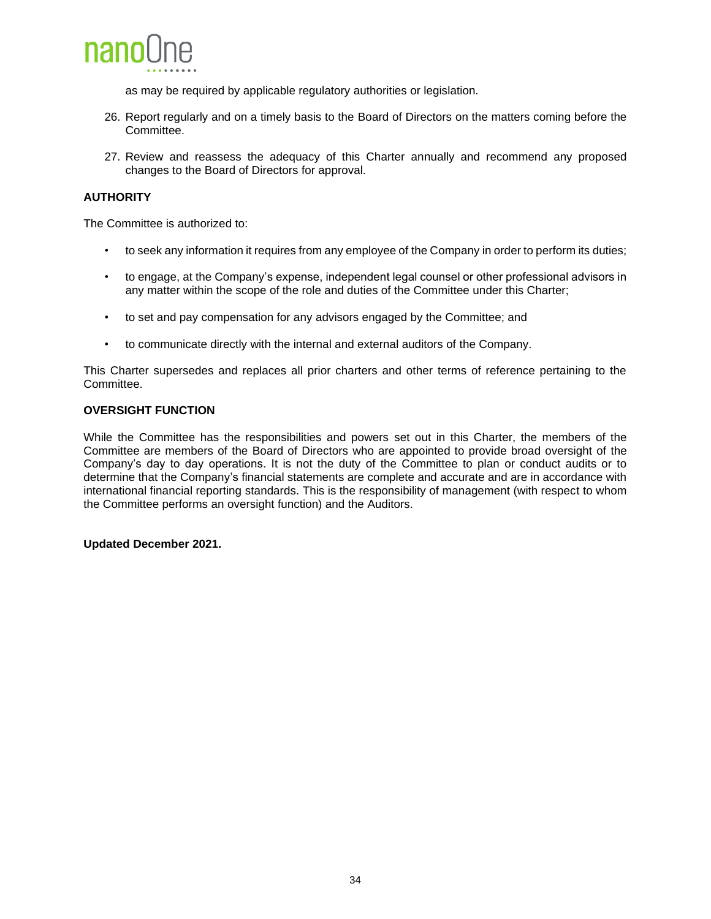as may be required by applicable regulatory authorities or legislation.

26. Report regularly and on a timely basis to the Board of Directors on the matters coming before the Committee.

27. Review and reassess the adequacy of this Charter annually and recommend any proposed changes to the Board of Directors for approval.

**AUTHORITY**

The Committee is authorized to:

- to seek any information it requires from any employee of the Company in order to perform its duties;
- to engage, at the Company's expense, independent legal counsel or other professional advisors in any matter within the scope of the role and duties of the Committee under this Charter;
- to set and pay compensation for any advisors engaged by the Committee; and
- to communicate directly with the internal and external auditors of the Company.

This Charter supersedes and replaces all prior charters and other terms of reference pertaining to the Committee.

**OVERSIGHT FUNCTION**

While the Committee has the responsibilities and powers set out in this Charter, the members of the Committee are members of the Board of Directors who are appointed to provide broad oversight of the Company's day to day operations. It is not the duty of the Committee to plan or conduct audits or to determine that the Company's financial statements are complete and accurate and are in accordance with international financial reporting standards. This is the responsibility of management (with respect to whom the Committee performs an oversight function) and the Auditors.

**Updated December 2021.**